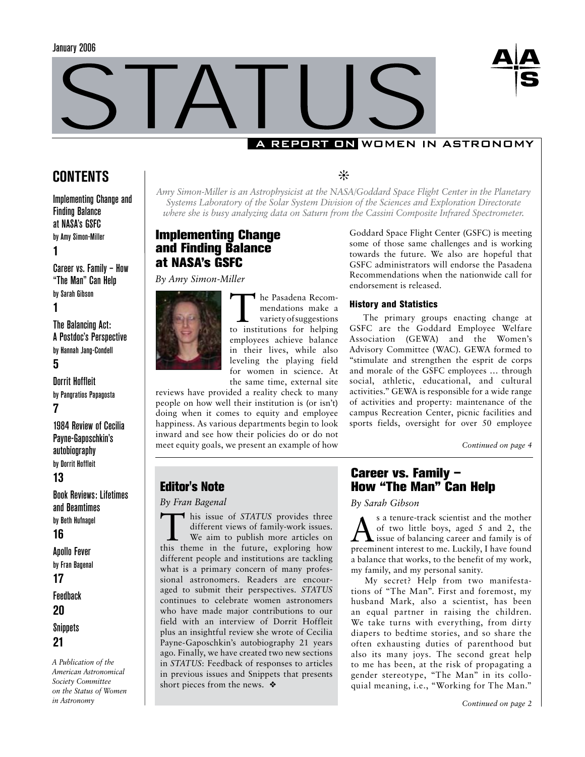January 2006

# STATUS

A REPORT ON WOMEN IN ASTRONOMY

## CONTENTS

Implementing Change and Finding Balance at NASA's GSFC
by Amy Simon-Miller
**1**

Career vs. Family – How "The Man" Can Help
by Sarah Gibson
**1**

The Balancing Act: A Postdoc's Perspective
by Hannah Jang-Condell
**5**

Dorrit Hoffleit
by Pangratios Papagosta
**7**

1984 Review of Cecilia Payne-Gaposchkin's autobiography
by Dorrit Hoffleit
**13**

Book Reviews: Lifetimes and Beamtimes
by Beth Hufnagel
**16**

Apollo Fever
by Fran Bagenal
**17**

Feedback
**20**

Snippets
**21**

*A Publication of the American Astronomical Society Committee on the Status of Women in Astronomy*

*Amy Simon-Miller is an Astrophysicist at the NASA/Goddard Space Flight Center in the Planetary Systems Laboratory of the Solar System Division of the Sciences and Exploration Directorate where she is busy analyzing data on Saturn from the Cassini Composite Infrared Spectrometer.*

## Implementing Change and Finding Balance at NASA's GSFC

*By Amy Simon-Miller*

The Pasadena Recommendations make a variety of suggestions to institutions for helping employees achieve balance in their lives, while also leveling the playing field for women in science. At the same time, external site reviews have provided a reality check to many people on how well their institution is (or isn't) doing when it comes to equity and employee happiness. As various departments begin to look inward and see how their policies do or do not meet equity goals, we present an example of how Goddard Space Flight Center (GSFC) is meeting some of those same challenges and is working towards the future. We also are hopeful that GSFC administrators will endorse the Pasadena Recommendations when the nationwide call for endorsement is released.

### History and Statistics

The primary groups enacting change at GSFC are the Goddard Employee Welfare Association (GEWA) and the Women's Advisory Committee (WAC). GEWA formed to "stimulate and strengthen the esprit de corps and morale of the GSFC employees … through social, athletic, educational, and cultural activities." GEWA is responsible for a wide range of activities and property: maintenance of the campus Recreation Center, picnic facilities and sports fields, oversight for over 50 employee

*Continued on page 4*

## Editor's Note

*By Fran Bagenal*

This issue of *STATUS* provides three different views of family-work issues. We aim to publish more articles on this theme in the future, exploring how different people and institutions are tackling what is a primary concern of many professional astronomers. Readers are encouraged to submit their perspectives. *STATUS* continues to celebrate women astronomers who have made major contributions to our field with an interview of Dorrit Hoffleit plus an insightful review she wrote of Cecilia Payne-Gaposchkin's autobiography 21 years ago. Finally, we have created two new sections in *STATUS*: Feedback of responses to articles in previous issues and Snippets that presents short pieces from the news. ❖

## Career vs. Family – How "The Man" Can Help

*By Sarah Gibson*

As a tenure-track scientist and the mother of two little boys, aged 5 and 2, the issue of balancing career and family is of preeminent interest to me. Luckily, I have found a balance that works, to the benefit of my work, my family, and my personal sanity.

My secret? Help from two manifestations of "The Man". First and foremost, my husband Mark, also a scientist, has been an equal partner in raising the children. We take turns with everything, from dirty diapers to bedtime stories, and so share the often exhausting duties of parenthood but also its many joys. The second great help to me has been, at the risk of propagating a gender stereotype, "The Man" in its colloquial meaning, i.e., "Working for The Man."

*Continued on page 2*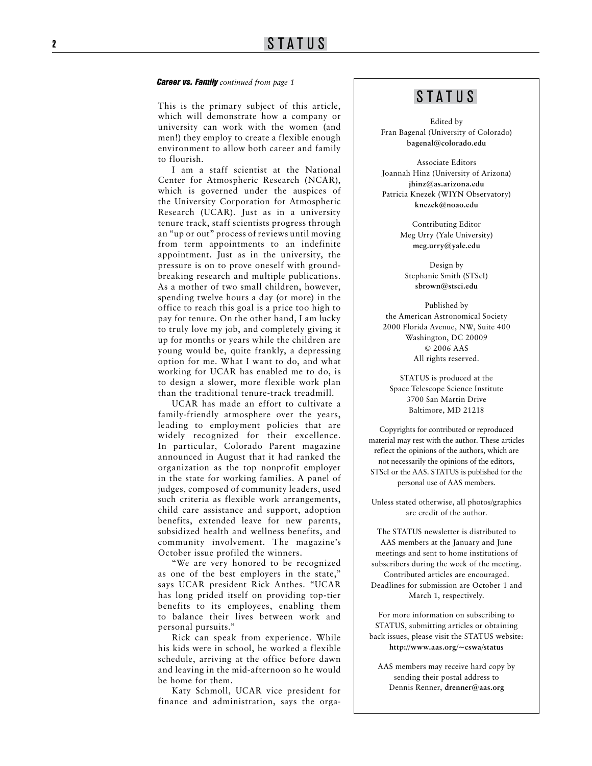***Career vs. Family*** *continued from page 1*

This is the primary subject of this article, which will demonstrate how a company or university can work with the women (and men!) they employ to create a flexible enough environment to allow both career and family to flourish.

I am a staff scientist at the National Center for Atmospheric Research (NCAR), which is governed under the auspices of the University Corporation for Atmospheric Research (UCAR). Just as in a university tenure track, staff scientists progress through an "up or out" process of reviews until moving from term appointments to an indefinite appointment. Just as in the university, the pressure is on to prove oneself with groundbreaking research and multiple publications. As a mother of two small children, however, spending twelve hours a day (or more) in the office to reach this goal is a price too high to pay for tenure. On the other hand, I am lucky to truly love my job, and completely giving it up for months or years while the children are young would be, quite frankly, a depressing option for me. What I want to do, and what working for UCAR has enabled me to do, is to design a slower, more flexible work plan than the traditional tenure-track treadmill.

UCAR has made an effort to cultivate a family-friendly atmosphere over the years, leading to employment policies that are widely recognized for their excellence. In particular, Colorado Parent magazine announced in August that it had ranked the organization as the top nonprofit employer in the state for working families. A panel of judges, composed of community leaders, used such criteria as flexible work arrangements, child care assistance and support, adoption benefits, extended leave for new parents, subsidized health and wellness benefits, and community involvement. The magazine's October issue profiled the winners.

"We are very honored to be recognized as one of the best employers in the state," says UCAR president Rick Anthes. "UCAR has long prided itself on providing top-tier benefits to its employees, enabling them to balance their lives between work and personal pursuits."

Rick can speak from experience. While his kids were in school, he worked a flexible schedule, arriving at the office before dawn and leaving in the mid-afternoon so he would be home for them.

Katy Schmoll, UCAR vice president for finance and administration, says the orga-

---

## STATUS

Edited by
Fran Bagenal (University of Colorado)
**bagenal@colorado.edu**

Associate Editors
Joannah Hinz (University of Arizona)
**jhinz@as.arizona.edu**
Patricia Knezek (WIYN Observatory)
**knezek@noao.edu**

Contributing Editor
Meg Urry (Yale University)
**meg.urry@yale.edu**

Design by
Stephanie Smith (STScI)
**sbrown@stsci.edu**

Published by
the American Astronomical Society
2000 Florida Avenue, NW, Suite 400
Washington, DC 20009
© 2006 AAS
All rights reserved.

STATUS is produced at the
Space Telescope Science Institute
3700 San Martin Drive
Baltimore, MD 21218

Copyrights for contributed or reproduced material may rest with the author. These articles reflect the opinions of the authors, which are not necessarily the opinions of the editors, STScI or the AAS. STATUS is published for the personal use of AAS members.

Unless stated otherwise, all photos/graphics are credit of the author.

The STATUS newsletter is distributed to AAS members at the January and June meetings and sent to home institutions of subscribers during the week of the meeting. Contributed articles are encouraged. Deadlines for submission are October 1 and March 1, respectively.

For more information on subscribing to STATUS, submitting articles or obtaining back issues, please visit the STATUS website:
**http://www.aas.org/~cswa/status**

AAS members may receive hard copy by sending their postal address to
Dennis Renner, **drenner@aas.org**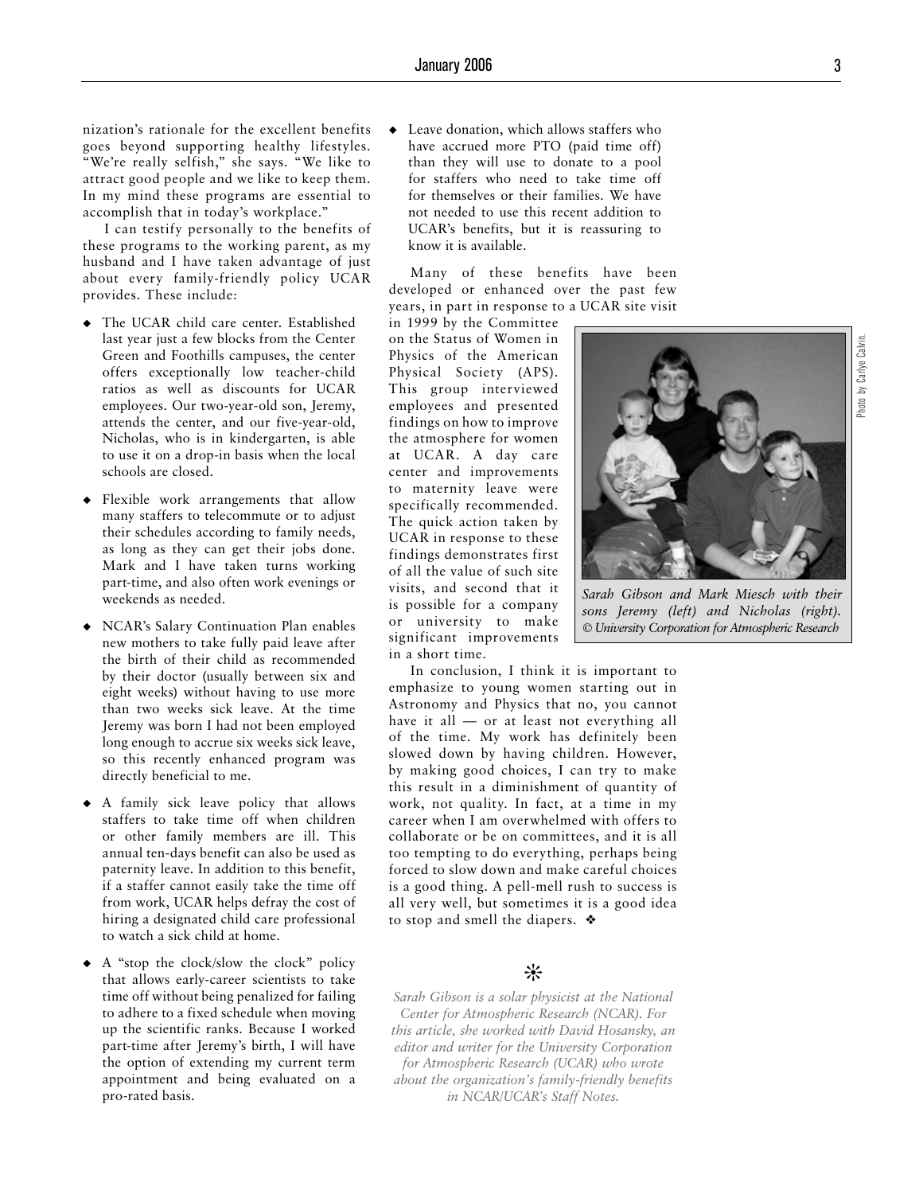nization's rationale for the excellent benefits goes beyond supporting healthy lifestyles. "We're really selfish," she says. "We like to attract good people and we like to keep them. In my mind these programs are essential to accomplish that in today's workplace."

I can testify personally to the benefits of these programs to the working parent, as my husband and I have taken advantage of just about every family-friendly policy UCAR provides. These include:

- The UCAR child care center. Established last year just a few blocks from the Center Green and Foothills campuses, the center offers exceptionally low teacher-child ratios as well as discounts for UCAR employees. Our two-year-old son, Jeremy, attends the center, and our five-year-old, Nicholas, who is in kindergarten, is able to use it on a drop-in basis when the local schools are closed.
- Flexible work arrangements that allow many staffers to telecommute or to adjust their schedules according to family needs, as long as they can get their jobs done. Mark and I have taken turns working part-time, and also often work evenings or weekends as needed.
- NCAR's Salary Continuation Plan enables new mothers to take fully paid leave after the birth of their child as recommended by their doctor (usually between six and eight weeks) without having to use more than two weeks sick leave. At the time Jeremy was born I had not been employed long enough to accrue six weeks sick leave, so this recently enhanced program was directly beneficial to me.
- A family sick leave policy that allows staffers to take time off when children or other family members are ill. This annual ten-days benefit can also be used as paternity leave. In addition to this benefit, if a staffer cannot easily take the time off from work, UCAR helps defray the cost of hiring a designated child care professional to watch a sick child at home.
- A "stop the clock/slow the clock" policy that allows early-career scientists to take time off without being penalized for failing to adhere to a fixed schedule when moving up the scientific ranks. Because I worked part-time after Jeremy's birth, I will have the option of extending my current term appointment and being evaluated on a pro-rated basis.
- Leave donation, which allows staffers who have accrued more PTO (paid time off) than they will use to donate to a pool for staffers who need to take time off for themselves or their families. We have not needed to use this recent addition to UCAR's benefits, but it is reassuring to know it is available.

Many of these benefits have been developed or enhanced over the past few years, in part in response to a UCAR site visit in 1999 by the Committee on the Status of Women in Physics of the American Physical Society (APS). This group interviewed employees and presented findings on how to improve the atmosphere for women at UCAR. A day care center and improvements to maternity leave were specifically recommended. The quick action taken by UCAR in response to these findings demonstrates first of all the value of such site visits, and second that it is possible for a company or university to make significant improvements in a short time.

Photo by Carlye Calvin.

*Sarah Gibson and Mark Miesch with their sons Jeremy (left) and Nicholas (right). © University Corporation for Atmospheric Research*

In conclusion, I think it is important to emphasize to young women starting out in Astronomy and Physics that no, you cannot have it all — or at least not everything all of the time. My work has definitely been slowed down by having children. However, by making good choices, I can try to make this result in a diminishment of quantity of work, not quality. In fact, at a time in my career when I am overwhelmed with offers to collaborate or be on committees, and it is all too tempting to do everything, perhaps being forced to slow down and make careful choices is a good thing. A pell-mell rush to success is all very well, but sometimes it is a good idea to stop and smell the diapers. ❖

*Sarah Gibson is a solar physicist at the National Center for Atmospheric Research (NCAR). For this article, she worked with David Hosansky, an editor and writer for the University Corporation for Atmospheric Research (UCAR) who wrote about the organization's family-friendly benefits in NCAR/UCAR's Staff Notes.*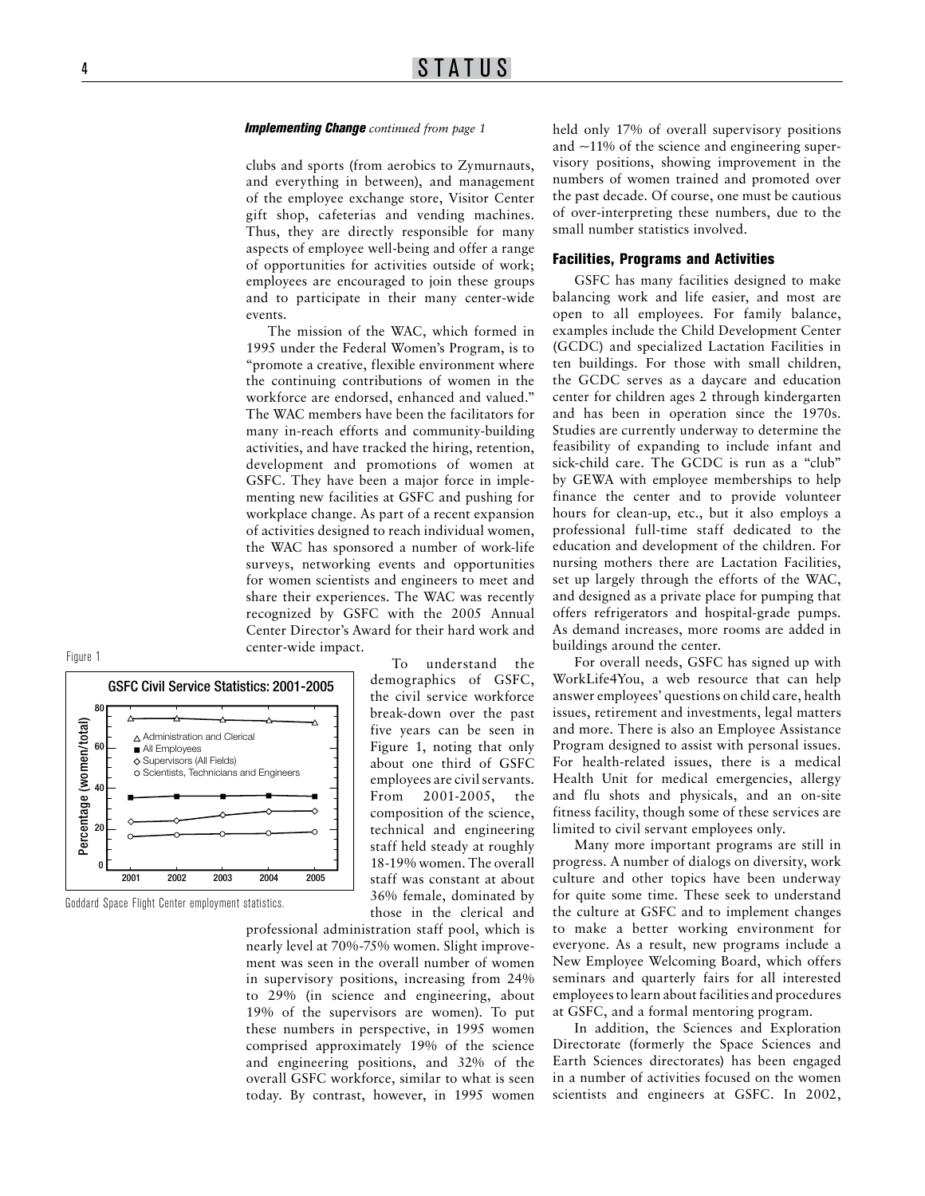***Implementing Change*** *continued from page 1*

clubs and sports (from aerobics to Zymurnauts, and everything in between), and management of the employee exchange store, Visitor Center gift shop, cafeterias and vending machines. Thus, they are directly responsible for many aspects of employee well-being and offer a range of opportunities for activities outside of work; employees are encouraged to join these groups and to participate in their many center-wide events.

The mission of the WAC, which formed in 1995 under the Federal Women's Program, is to "promote a creative, flexible environment where the continuing contributions of women in the workforce are endorsed, enhanced and valued." The WAC members have been the facilitators for many in-reach efforts and community-building activities, and have tracked the hiring, retention, development and promotions of women at GSFC. They have been a major force in implementing new facilities at GSFC and pushing for workplace change. As part of a recent expansion of activities designed to reach individual women, the WAC has sponsored a number of work-life surveys, networking events and opportunities for women scientists and engineers to meet and share their experiences. The WAC was recently recognized by GSFC with the 2005 Annual Center Director's Award for their hard work and center-wide impact.

Figure 1

GSFC Civil Service Statistics: 2001-2005

Goddard Space Flight Center employment statistics.

To understand the demographics of GSFC, the civil service workforce break-down over the past five years can be seen in Figure 1, noting that only about one third of GSFC employees are civil servants. From 2001-2005, the composition of the science, technical and engineering staff held steady at roughly 18-19% women. The overall staff was constant at about 36% female, dominated by those in the clerical and professional administration staff pool, which is nearly level at 70%-75% women. Slight improvement was seen in the overall number of women in supervisory positions, increasing from 24% to 29% (in science and engineering, about 19% of the supervisors are women). To put these numbers in perspective, in 1995 women comprised approximately 19% of the science and engineering positions, and 32% of the overall GSFC workforce, similar to what is seen today. By contrast, however, in 1995 women held only 17% of overall supervisory positions and ~11% of the science and engineering supervisory positions, showing improvement in the numbers of women trained and promoted over the past decade. Of course, one must be cautious of over-interpreting these numbers, due to the small number statistics involved.

## Facilities, Programs and Activities

GSFC has many facilities designed to make balancing work and life easier, and most are open to all employees. For family balance, examples include the Child Development Center (GCDC) and specialized Lactation Facilities in ten buildings. For those with small children, the GCDC serves as a daycare and education center for children ages 2 through kindergarten and has been in operation since the 1970s. Studies are currently underway to determine the feasibility of expanding to include infant and sick-child care. The GCDC is run as a "club" by GEWA with employee memberships to help finance the center and to provide volunteer hours for clean-up, etc., but it also employs a professional full-time staff dedicated to the education and development of the children. For nursing mothers there are Lactation Facilities, set up largely through the efforts of the WAC, and designed as a private place for pumping that offers refrigerators and hospital-grade pumps. As demand increases, more rooms are added in buildings around the center.

For overall needs, GSFC has signed up with WorkLife4You, a web resource that can help answer employees' questions on child care, health issues, retirement and investments, legal matters and more. There is also an Employee Assistance Program designed to assist with personal issues. For health-related issues, there is a medical Health Unit for medical emergencies, allergy and flu shots and physicals, and an on-site fitness facility, though some of these services are limited to civil servant employees only.

Many more important programs are still in progress. A number of dialogs on diversity, work culture and other topics have been underway for quite some time. These seek to understand the culture at GSFC and to implement changes to make a better working environment for everyone. As a result, new programs include a New Employee Welcoming Board, which offers seminars and quarterly fairs for all interested employees to learn about facilities and procedures at GSFC, and a formal mentoring program.

In addition, the Sciences and Exploration Directorate (formerly the Space Sciences and Earth Sciences directorates) has been engaged in a number of activities focused on the women scientists and engineers at GSFC. In 2002,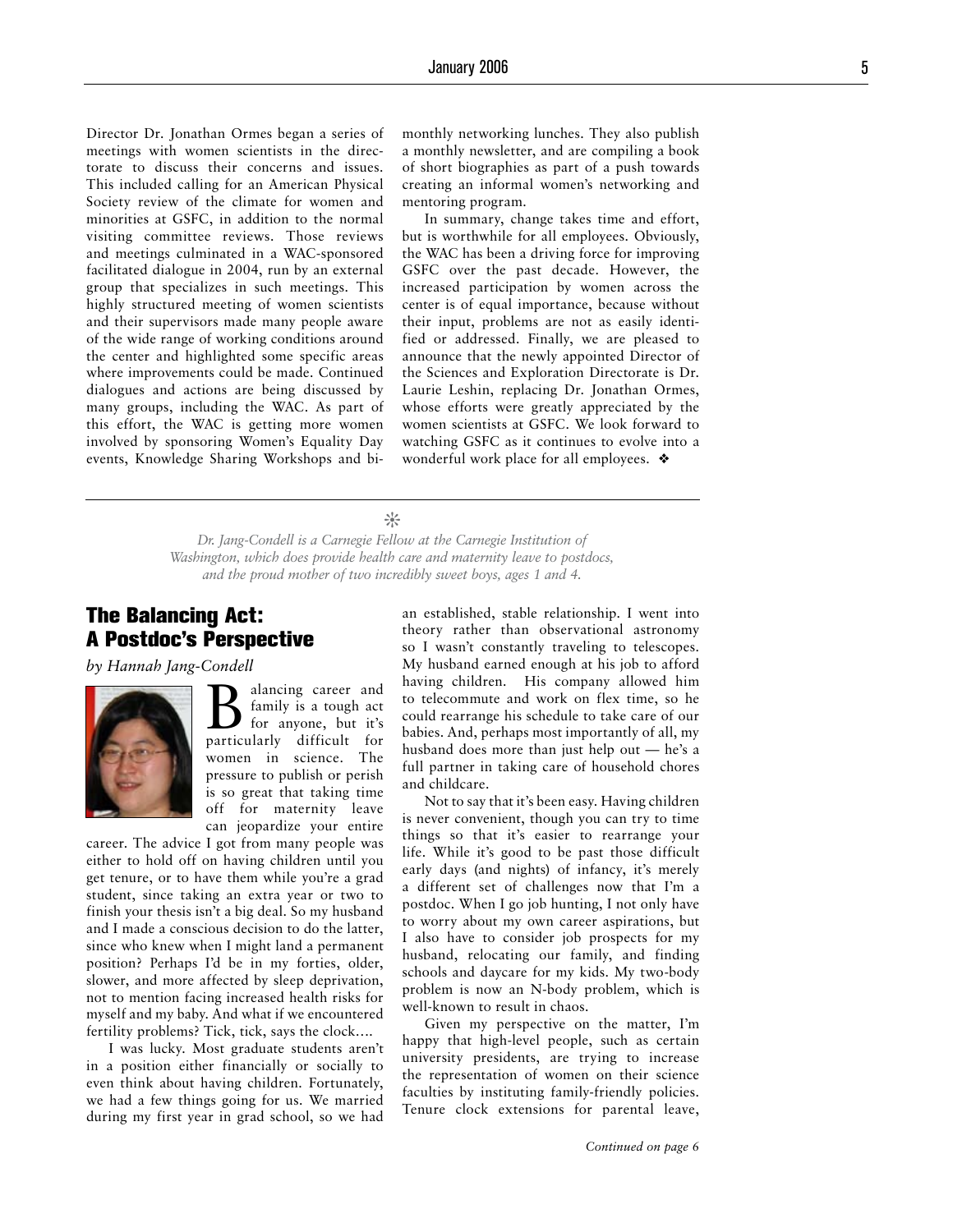Director Dr. Jonathan Ormes began a series of meetings with women scientists in the directorate to discuss their concerns and issues. This included calling for an American Physical Society review of the climate for women and minorities at GSFC, in addition to the normal visiting committee reviews. Those reviews and meetings culminated in a WAC-sponsored facilitated dialogue in 2004, run by an external group that specializes in such meetings. This highly structured meeting of women scientists and their supervisors made many people aware of the wide range of working conditions around the center and highlighted some specific areas where improvements could be made. Continued dialogues and actions are being discussed by many groups, including the WAC. As part of this effort, the WAC is getting more women involved by sponsoring Women's Equality Day events, Knowledge Sharing Workshops and bi-monthly networking lunches. They also publish a monthly newsletter, and are compiling a book of short biographies as part of a push towards creating an informal women's networking and mentoring program.

In summary, change takes time and effort, but is worthwhile for all employees. Obviously, the WAC has been a driving force for improving GSFC over the past decade. However, the increased participation by women across the center is of equal importance, because without their input, problems are not as easily identified or addressed. Finally, we are pleased to announce that the newly appointed Director of the Sciences and Exploration Directorate is Dr. Laurie Leshin, replacing Dr. Jonathan Ormes, whose efforts were greatly appreciated by the women scientists at GSFC. We look forward to watching GSFC as it continues to evolve into a wonderful work place for all employees. ❖

---

*Dr. Jang-Condell is a Carnegie Fellow at the Carnegie Institution of Washington, which does provide health care and maternity leave to postdocs, and the proud mother of two incredibly sweet boys, ages 1 and 4.*

## The Balancing Act: A Postdoc's Perspective

*by Hannah Jang-Condell*

Balancing career and family is a tough act for anyone, but it's particularly difficult for women in science. The pressure to publish or perish is so great that taking time off for maternity leave can jeopardize your entire career. The advice I got from many people was either to hold off on having children until you get tenure, or to have them while you're a grad student, since taking an extra year or two to finish your thesis isn't a big deal. So my husband and I made a conscious decision to do the latter, since who knew when I might land a permanent position? Perhaps I'd be in my forties, older, slower, and more affected by sleep deprivation, not to mention facing increased health risks for myself and my baby. And what if we encountered fertility problems? Tick, tick, says the clock....

I was lucky. Most graduate students aren't in a position either financially or socially to even think about having children. Fortunately, we had a few things going for us. We married during my first year in grad school, so we had an established, stable relationship. I went into theory rather than observational astronomy so I wasn't constantly traveling to telescopes. My husband earned enough at his job to afford having children. His company allowed him to telecommute and work on flex time, so he could rearrange his schedule to take care of our babies. And, perhaps most importantly of all, my husband does more than just help out — he's a full partner in taking care of household chores and childcare.

Not to say that it's been easy. Having children is never convenient, though you can try to time things so that it's easier to rearrange your life. While it's good to be past those difficult early days (and nights) of infancy, it's merely a different set of challenges now that I'm a postdoc. When I go job hunting, I not only have to worry about my own career aspirations, but I also have to consider job prospects for my husband, relocating our family, and finding schools and daycare for my kids. My two-body problem is now an N-body problem, which is well-known to result in chaos.

Given my perspective on the matter, I'm happy that high-level people, such as certain university presidents, are trying to increase the representation of women on their science faculties by instituting family-friendly policies. Tenure clock extensions for parental leave,

*Continued on page 6*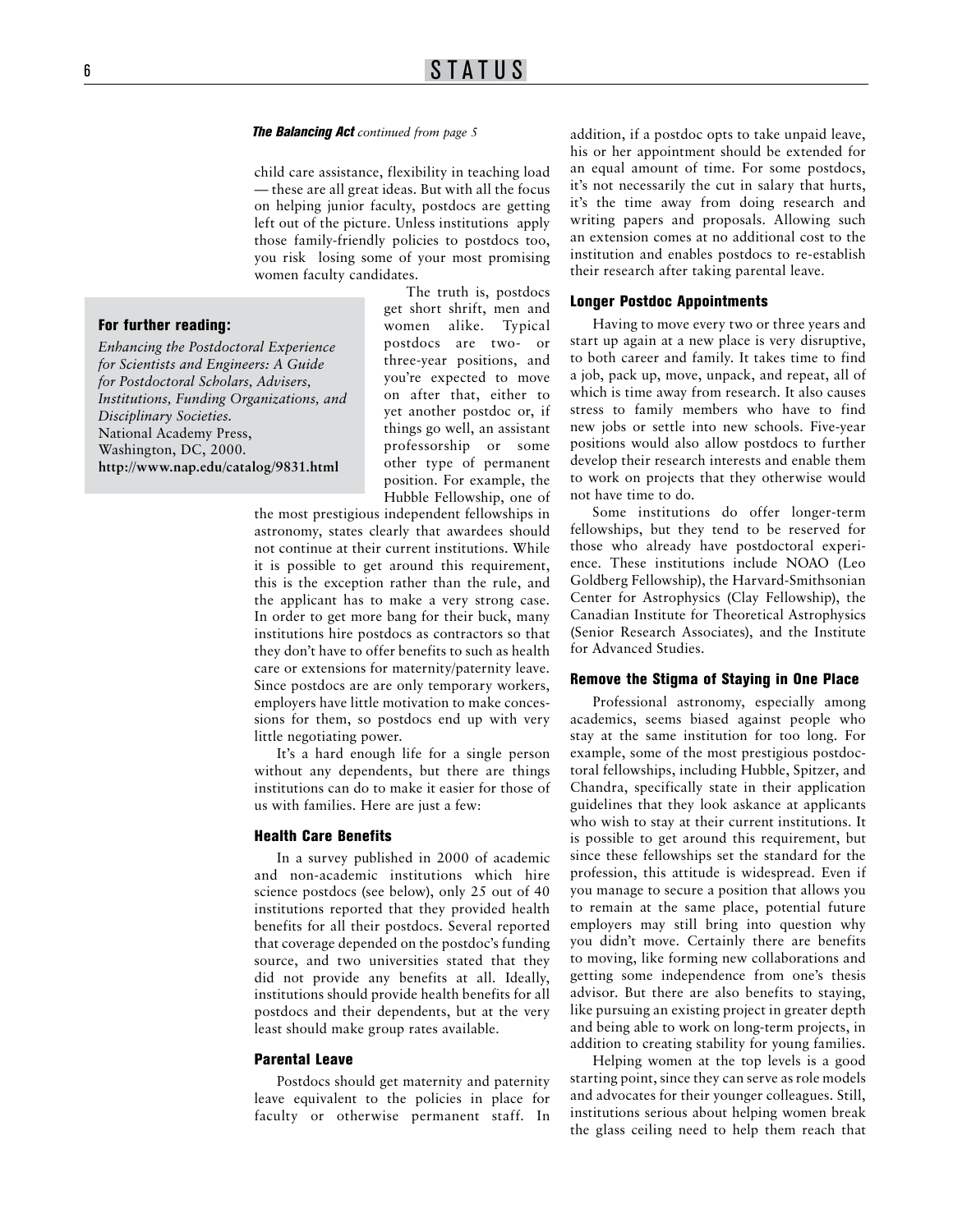*The Balancing Act continued from page 5*

child care assistance, flexibility in teaching load — these are all great ideas. But with all the focus on helping junior faculty, postdocs are getting left out of the picture. Unless institutions apply those family-friendly policies to postdocs too, you risk losing some of your most promising women faculty candidates.

The truth is, postdocs get short shrift, men and women alike. Typical postdocs are two- or three-year positions, and you're expected to move on after that, either to yet another postdoc or, if things go well, an assistant professorship or some other type of permanent position. For example, the Hubble Fellowship, one of the most prestigious independent fellowships in astronomy, states clearly that awardees should not continue at their current institutions. While it is possible to get around this requirement, this is the exception rather than the rule, and the applicant has to make a very strong case. In order to get more bang for their buck, many institutions hire postdocs as contractors so that they don't have to offer benefits to such as health care or extensions for maternity/paternity leave. Since postdocs are are only temporary workers, employers have little motivation to make concessions for them, so postdocs end up with very little negotiating power.

It's a hard enough life for a single person without any dependents, but there are things institutions can do to make it easier for those of us with families. Here are just a few:

> **For further reading:**
>
> *Enhancing the Postdoctoral Experience for Scientists and Engineers: A Guide for Postdoctoral Scholars, Advisers, Institutions, Funding Organizations, and Disciplinary Societies.*
> National Academy Press, Washington, DC, 2000.
> **http://www.nap.edu/catalog/9831.html**

### Health Care Benefits

In a survey published in 2000 of academic and non-academic institutions which hire science postdocs (see below), only 25 out of 40 institutions reported that they provided health benefits for all their postdocs. Several reported that coverage depended on the postdoc's funding source, and two universities stated that they did not provide any benefits at all. Ideally, institutions should provide health benefits for all postdocs and their dependents, but at the very least should make group rates available.

### Parental Leave

Postdocs should get maternity and paternity leave equivalent to the policies in place for faculty or otherwise permanent staff. In addition, if a postdoc opts to take unpaid leave, his or her appointment should be extended for an equal amount of time. For some postdocs, it's not necessarily the cut in salary that hurts, it's the time away from doing research and writing papers and proposals. Allowing such an extension comes at no additional cost to the institution and enables postdocs to re-establish their research after taking parental leave.

### Longer Postdoc Appointments

Having to move every two or three years and start up again at a new place is very disruptive, to both career and family. It takes time to find a job, pack up, move, unpack, and repeat, all of which is time away from research. It also causes stress to family members who have to find new jobs or settle into new schools. Five-year positions would also allow postdocs to further develop their research interests and enable them to work on projects that they otherwise would not have time to do.

Some institutions do offer longer-term fellowships, but they tend to be reserved for those who already have postdoctoral experience. These institutions include NOAO (Leo Goldberg Fellowship), the Harvard-Smithsonian Center for Astrophysics (Clay Fellowship), the Canadian Institute for Theoretical Astrophysics (Senior Research Associates), and the Institute for Advanced Studies.

### Remove the Stigma of Staying in One Place

Professional astronomy, especially among academics, seems biased against people who stay at the same institution for too long. For example, some of the most prestigious postdoctoral fellowships, including Hubble, Spitzer, and Chandra, specifically state in their application guidelines that they look askance at applicants who wish to stay at their current institutions. It is possible to get around this requirement, but since these fellowships set the standard for the profession, this attitude is widespread. Even if you manage to secure a position that allows you to remain at the same place, potential future employers may still bring into question why you didn't move. Certainly there are benefits to moving, like forming new collaborations and getting some independence from one's thesis advisor. But there are also benefits to staying, like pursuing an existing project in greater depth and being able to work on long-term projects, in addition to creating stability for young families.

Helping women at the top levels is a good starting point, since they can serve as role models and advocates for their younger colleagues. Still, institutions serious about helping women break the glass ceiling need to help them reach that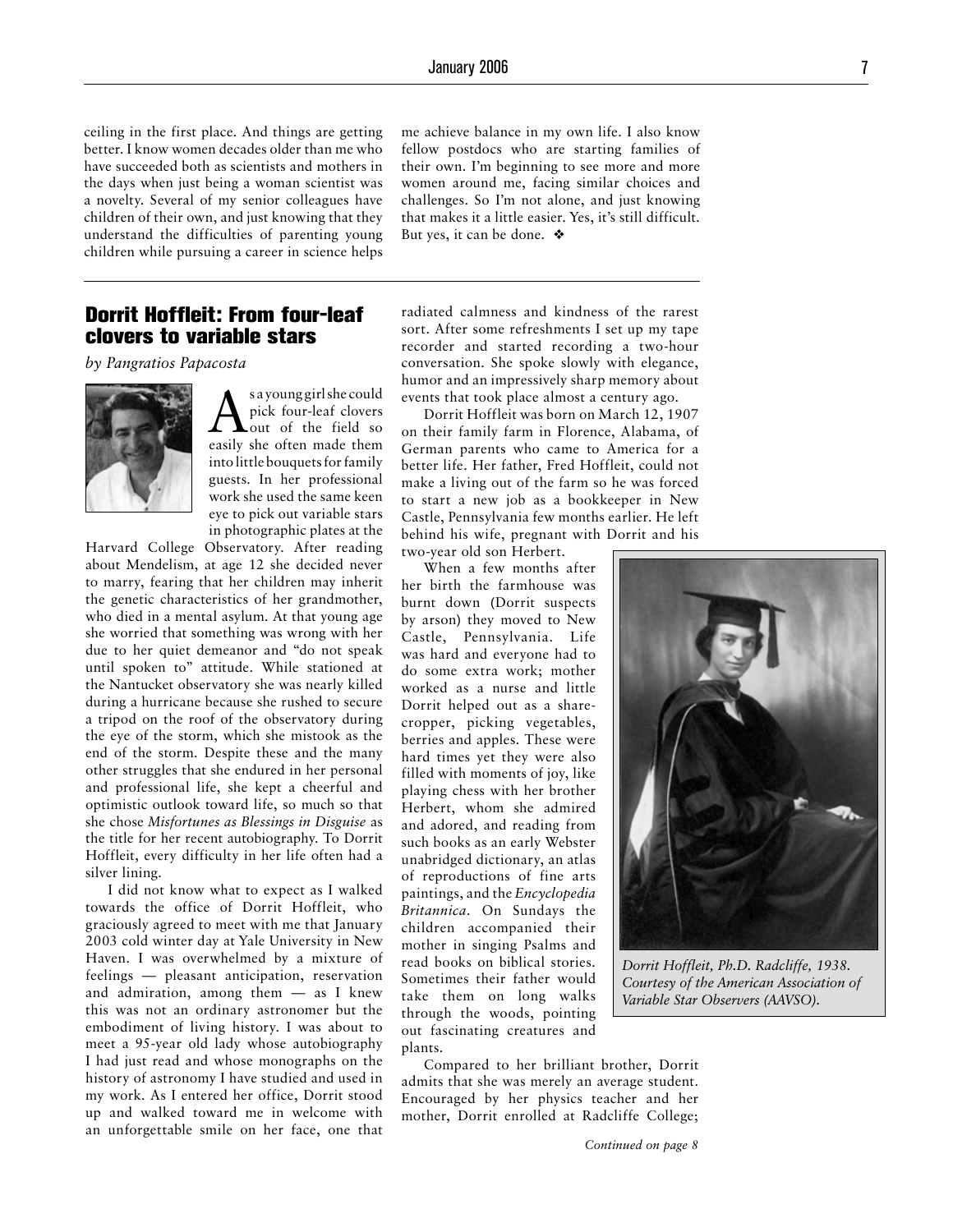ceiling in the first place. And things are getting better. I know women decades older than me who have succeeded both as scientists and mothers in the days when just being a woman scientist was a novelty. Several of my senior colleagues have children of their own, and just knowing that they understand the difficulties of parenting young children while pursuing a career in science helps me achieve balance in my own life. I also know fellow postdocs who are starting families of their own. I'm beginning to see more and more women around me, facing similar choices and challenges. So I'm not alone, and just knowing that makes it a little easier. Yes, it's still difficult. But yes, it can be done. ❖

## Dorrit Hoffleit: From four-leaf clovers to variable stars

*by Pangratios Papacosta*

As a young girl she could pick four-leaf clovers out of the field so easily she often made them into little bouquets for family guests. In her professional work she used the same keen eye to pick out variable stars in photographic plates at the Harvard College Observatory. After reading about Mendelism, at age 12 she decided never to marry, fearing that her children may inherit the genetic characteristics of her grandmother, who died in a mental asylum. At that young age she worried that something was wrong with her due to her quiet demeanor and "do not speak until spoken to" attitude. While stationed at the Nantucket observatory she was nearly killed during a hurricane because she rushed to secure a tripod on the roof of the observatory during the eye of the storm, which she mistook as the end of the storm. Despite these and the many other struggles that she endured in her personal and professional life, she kept a cheerful and optimistic outlook toward life, so much so that she chose *Misfortunes as Blessings in Disguise* as the title for her recent autobiography. To Dorrit Hoffleit, every difficulty in her life often had a silver lining.

I did not know what to expect as I walked towards the office of Dorrit Hoffleit, who graciously agreed to meet with me that January 2003 cold winter day at Yale University in New Haven. I was overwhelmed by a mixture of feelings — pleasant anticipation, reservation and admiration, among them — as I knew this was not an ordinary astronomer but the embodiment of living history. I was about to meet a 95-year old lady whose autobiography I had just read and whose monographs on the history of astronomy I have studied and used in my work. As I entered her office, Dorrit stood up and walked toward me in welcome with an unforgettable smile on her face, one that radiated calmness and kindness of the rarest sort. After some refreshments I set up my tape recorder and started recording a two-hour conversation. She spoke slowly with elegance, humor and an impressively sharp memory about events that took place almost a century ago.

Dorrit Hoffleit was born on March 12, 1907 on their family farm in Florence, Alabama, of German parents who came to America for a better life. Her father, Fred Hoffleit, could not make a living out of the farm so he was forced to start a new job as a bookkeeper in New Castle, Pennsylvania few months earlier. He left behind his wife, pregnant with Dorrit and his two-year old son Herbert.

When a few months after her birth the farmhouse was burnt down (Dorrit suspects by arson) they moved to New Castle, Pennsylvania. Life was hard and everyone had to do some extra work; mother worked as a nurse and little Dorrit helped out as a share-cropper, picking vegetables, berries and apples. These were hard times yet they were also filled with moments of joy, like playing chess with her brother Herbert, whom she admired and adored, and reading from such books as an early Webster unabridged dictionary, an atlas of reproductions of fine arts paintings, and the *Encyclopedia Britannica*. On Sundays the children accompanied their mother in singing Psalms and read books on biblical stories. Sometimes their father would take them on long walks through the woods, pointing out fascinating creatures and plants.

*Dorrit Hoffleit, Ph.D. Radcliffe, 1938. Courtesy of the American Association of Variable Star Observers (AAVSO).*

Compared to her brilliant brother, Dorrit admits that she was merely an average student. Encouraged by her physics teacher and her mother, Dorrit enrolled at Radcliffe College;

*Continued on page 8*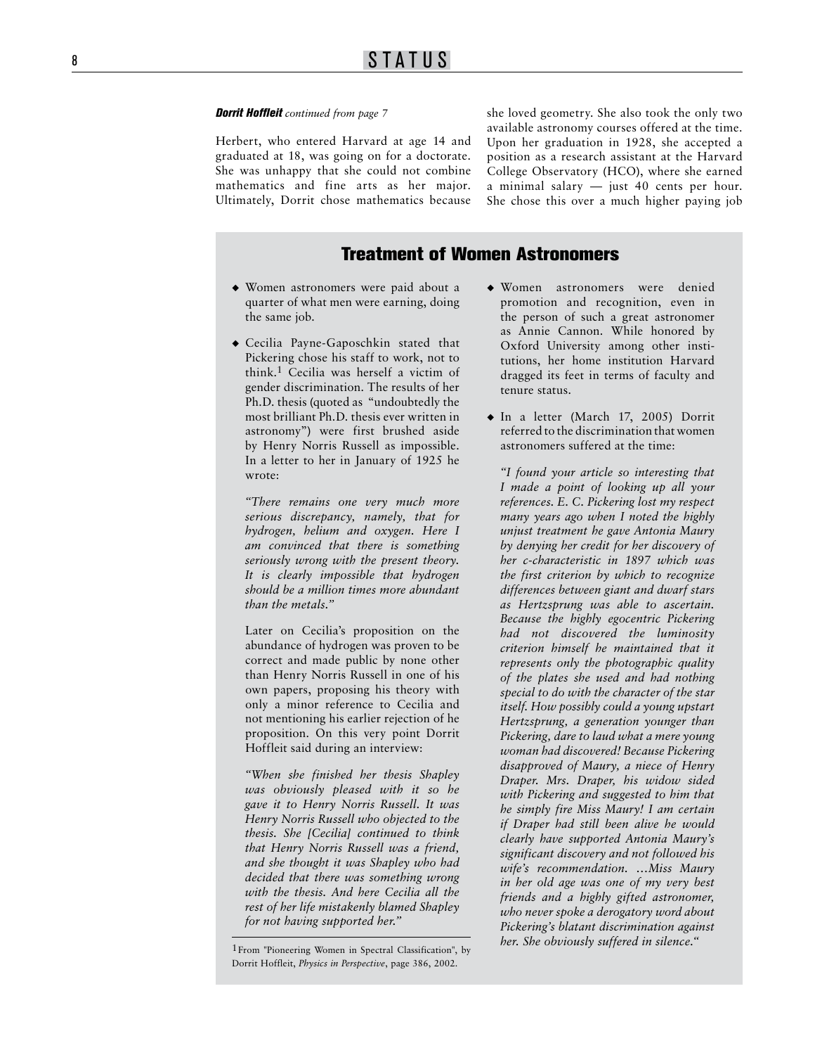***Dorrit Hoffleit*** *continued from page 7*

Herbert, who entered Harvard at age 14 and graduated at 18, was going on for a doctorate. She was unhappy that she could not combine mathematics and fine arts as her major. Ultimately, Dorrit chose mathematics because she loved geometry. She also took the only two available astronomy courses offered at the time. Upon her graduation in 1928, she accepted a position as a research assistant at the Harvard College Observatory (HCO), where she earned a minimal salary — just 40 cents per hour. She chose this over a much higher paying job

## Treatment of Women Astronomers

- Women astronomers were paid about a quarter of what men were earning, doing the same job.
- Cecilia Payne-Gaposchkin stated that Pickering chose his staff to work, not to think.[1] Cecilia was herself a victim of gender discrimination. The results of her Ph.D. thesis (quoted as "undoubtedly the most brilliant Ph.D. thesis ever written in astronomy") were first brushed aside by Henry Norris Russell as impossible. In a letter to her in January of 1925 he wrote:

  *"There remains one very much more serious discrepancy, namely, that for hydrogen, helium and oxygen. Here I am convinced that there is something seriously wrong with the present theory. It is clearly impossible that hydrogen should be a million times more abundant than the metals."*

  Later on Cecilia's proposition on the abundance of hydrogen was proven to be correct and made public by none other than Henry Norris Russell in one of his own papers, proposing his theory with only a minor reference to Cecilia and not mentioning his earlier rejection of he proposition. On this very point Dorrit Hoffleit said during an interview:

  *"When she finished her thesis Shapley was obviously pleased with it so he gave it to Henry Norris Russell. It was Henry Norris Russell who objected to the thesis. She [Cecilia] continued to think that Henry Norris Russell was a friend, and she thought it was Shapley who had decided that there was something wrong with the thesis. And here Cecilia all the rest of her life mistakenly blamed Shapley for not having supported her."*

- Women astronomers were denied promotion and recognition, even in the person of such a great astronomer as Annie Cannon. While honored by Oxford University among other institutions, her home institution Harvard dragged its feet in terms of faculty and tenure status.
- In a letter (March 17, 2005) Dorrit referred to the discrimination that women astronomers suffered at the time:

  *"I found your article so interesting that I made a point of looking up all your references. E. C. Pickering lost my respect many years ago when I noted the highly unjust treatment he gave Antonia Maury by denying her credit for her discovery of her c-characteristic in 1897 which was the first criterion by which to recognize differences between giant and dwarf stars as Hertzsprung was able to ascertain. Because the highly egocentric Pickering had not discovered the luminosity criterion himself he maintained that it represents only the photographic quality of the plates she used and had nothing special to do with the character of the star itself. How possibly could a young upstart Hertzsprung, a generation younger than Pickering, dare to laud what a mere young woman had discovered! Because Pickering disapproved of Maury, a niece of Henry Draper. Mrs. Draper, his widow sided with Pickering and suggested to him that he simply fire Miss Maury! I am certain if Draper had still been alive he would clearly have supported Antonia Maury's significant discovery and not followed his wife's recommendation. …Miss Maury in her old age was one of my very best friends and a highly gifted astronomer, who never spoke a derogatory word about Pickering's blatant discrimination against her. She obviously suffered in silence."*

---

[1] From "Pioneering Women in Spectral Classification", by Dorrit Hoffleit, *Physics in Perspective*, page 386, 2002.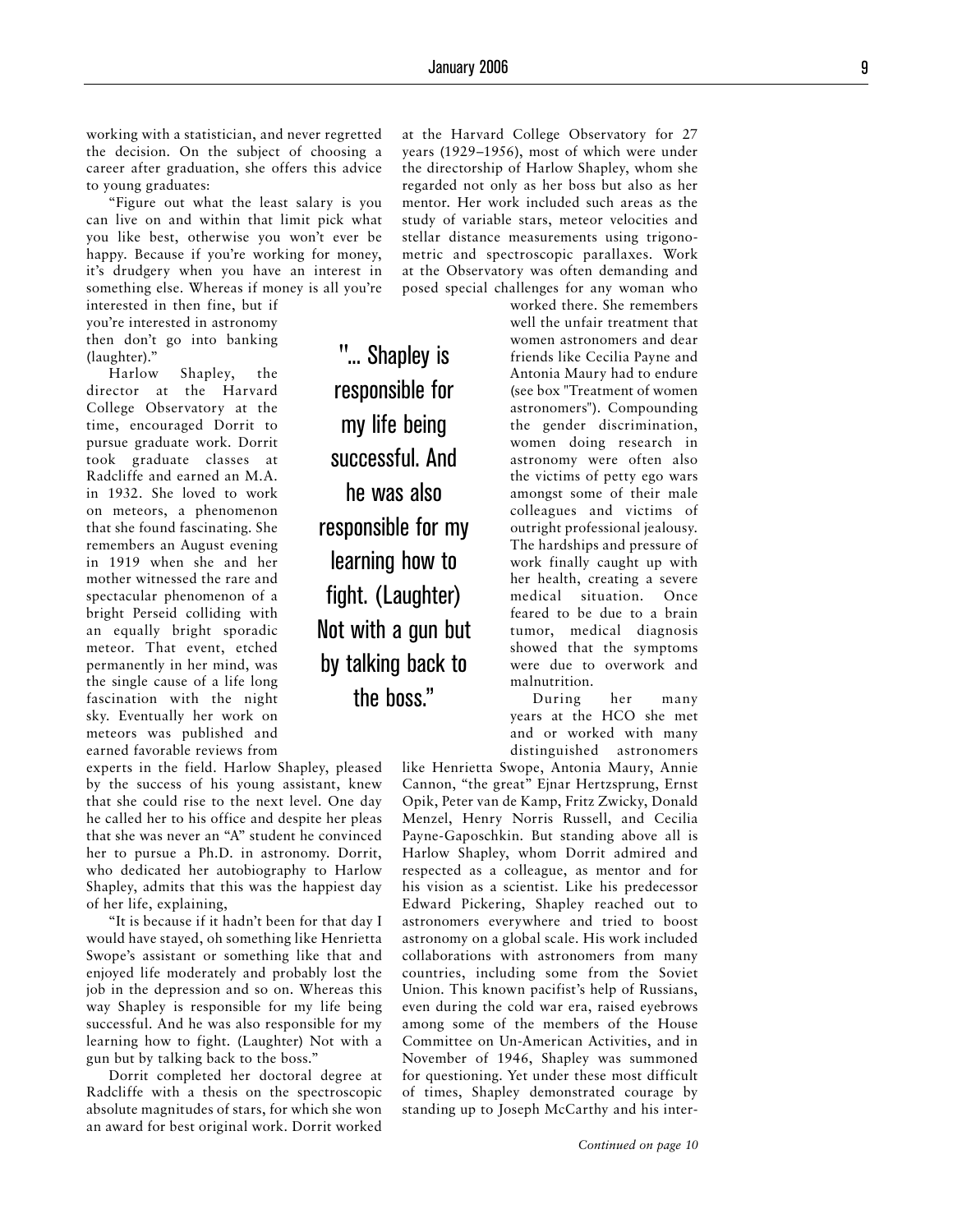working with a statistician, and never regretted the decision. On the subject of choosing a career after graduation, she offers this advice to young graduates:

"Figure out what the least salary is you can live on and within that limit pick what you like best, otherwise you won't ever be happy. Because if you're working for money, it's drudgery when you have an interest in something else. Whereas if money is all you're interested in then fine, but if you're interested in astronomy then don't go into banking (laughter)."

Harlow Shapley, the director at the Harvard College Observatory at the time, encouraged Dorrit to pursue graduate work. Dorrit took graduate classes at Radcliffe and earned an M.A. in 1932. She loved to work on meteors, a phenomenon that she found fascinating. She remembers an August evening in 1919 when she and her mother witnessed the rare and spectacular phenomenon of a bright Perseid colliding with an equally bright sporadic meteor. That event, etched permanently in her mind, was the single cause of a life long fascination with the night sky. Eventually her work on meteors was published and earned favorable reviews from experts in the field. Harlow Shapley, pleased by the success of his young assistant, knew that she could rise to the next level. One day he called her to his office and despite her pleas that she was never an "A" student he convinced her to pursue a Ph.D. in astronomy. Dorrit, who dedicated her autobiography to Harlow Shapley, admits that this was the happiest day of her life, explaining,

"It is because if it hadn't been for that day I would have stayed, oh something like Henrietta Swope's assistant or something like that and enjoyed life moderately and probably lost the job in the depression and so on. Whereas this way Shapley is responsible for my life being successful. And he was also responsible for my learning how to fight. (Laughter) Not with a gun but by talking back to the boss."

Dorrit completed her doctoral degree at Radcliffe with a thesis on the spectroscopic absolute magnitudes of stars, for which she won an award for best original work. Dorrit worked at the Harvard College Observatory for 27 years (1929–1956), most of which were under the directorship of Harlow Shapley, whom she regarded not only as her boss but also as her mentor. Her work included such areas as the study of variable stars, meteor velocities and stellar distance measurements using trigonometric and spectroscopic parallaxes. Work at the Observatory was often demanding and posed special challenges for any woman who worked there. She remembers well the unfair treatment that women astronomers and dear friends like Cecilia Payne and Antonia Maury had to endure (see box "Treatment of women astronomers"). Compounding the gender discrimination, women doing research in astronomy were often also the victims of petty ego wars amongst some of their male colleagues and victims of outright professional jealousy. The hardships and pressure of work finally caught up with her health, creating a severe medical situation. Once feared to be due to a brain tumor, medical diagnosis showed that the symptoms were due to overwork and malnutrition.

> "... Shapley is responsible for my life being successful. And he was also responsible for my learning how to fight. (Laughter) Not with a gun but by talking back to the boss."

During her many years at the HCO she met and or worked with many distinguished astronomers like Henrietta Swope, Antonia Maury, Annie Cannon, "the great" Ejnar Hertzsprung, Ernst Opik, Peter van de Kamp, Fritz Zwicky, Donald Menzel, Henry Norris Russell, and Cecilia Payne-Gaposchkin. But standing above all is Harlow Shapley, whom Dorrit admired and respected as a colleague, as mentor and for his vision as a scientist. Like his predecessor Edward Pickering, Shapley reached out to astronomers everywhere and tried to boost astronomy on a global scale. His work included collaborations with astronomers from many countries, including some from the Soviet Union. This known pacifist's help of Russians, even during the cold war era, raised eyebrows among some of the members of the House Committee on Un-American Activities, and in November of 1946, Shapley was summoned for questioning. Yet under these most difficult of times, Shapley demonstrated courage by standing up to Joseph McCarthy and his inter-

*Continued on page 10*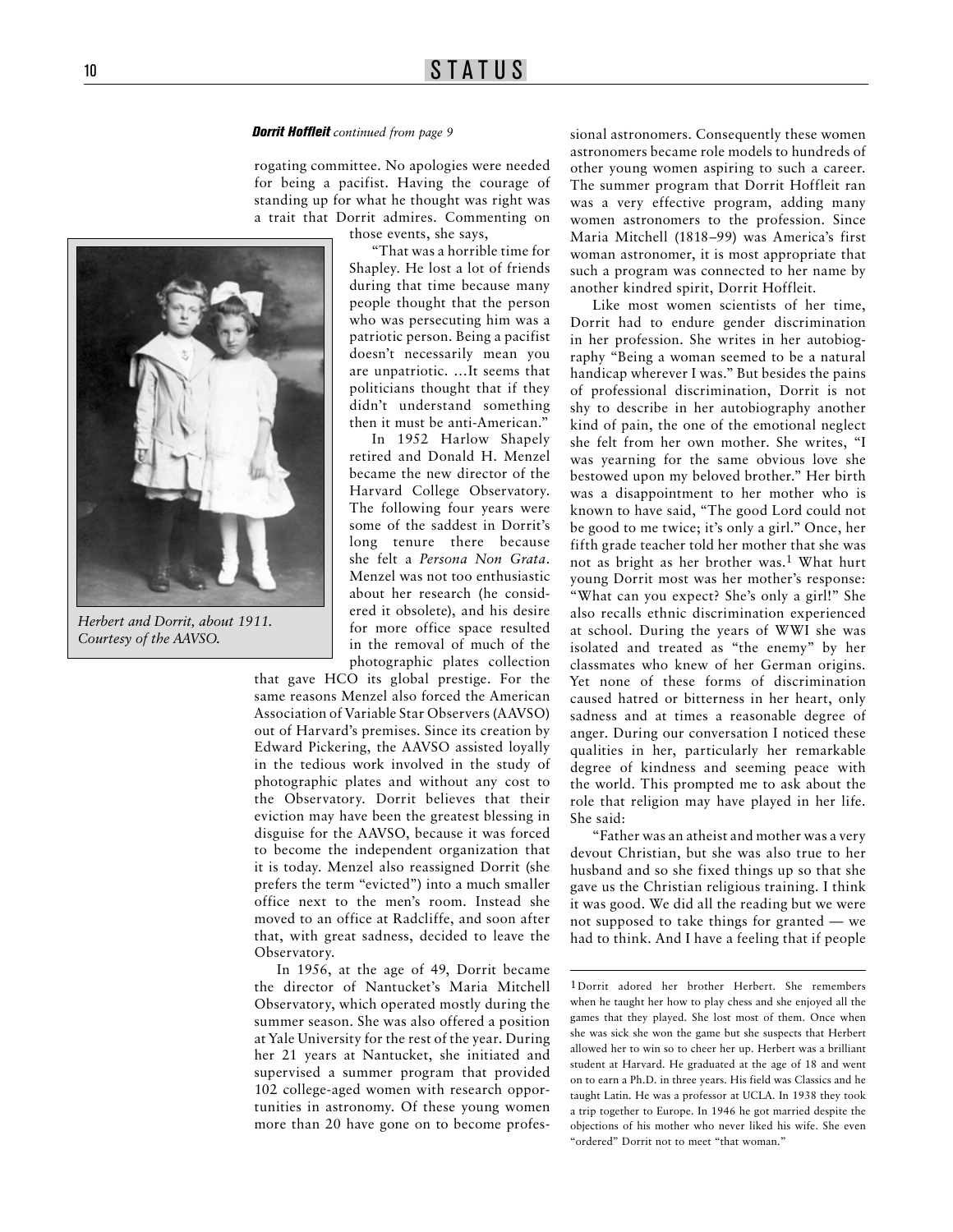***Dorrit Hoffleit*** *continued from page 9*

rogating committee. No apologies were needed for being a pacifist. Having the courage of standing up for what he thought was right was a trait that Dorrit admires. Commenting on those events, she says,

"That was a horrible time for Shapley. He lost a lot of friends during that time because many people thought that the person who was persecuting him was a patriotic person. Being a pacifist doesn't necessarily mean you are unpatriotic. …It seems that politicians thought that if they didn't understand something then it must be anti-American."

*Herbert and Dorrit, about 1911. Courtesy of the AAVSO.*

In 1952 Harlow Shapely retired and Donald H. Menzel became the new director of the Harvard College Observatory. The following four years were some of the saddest in Dorrit's long tenure there because she felt a *Persona Non Grata*. Menzel was not too enthusiastic about her research (he considered it obsolete), and his desire for more office space resulted in the removal of much of the photographic plates collection that gave HCO its global prestige. For the same reasons Menzel also forced the American Association of Variable Star Observers (AAVSO) out of Harvard's premises. Since its creation by Edward Pickering, the AAVSO assisted loyally in the tedious work involved in the study of photographic plates and without any cost to the Observatory. Dorrit believes that their eviction may have been the greatest blessing in disguise for the AAVSO, because it was forced to become the independent organization that it is today. Menzel also reassigned Dorrit (she prefers the term "evicted") into a much smaller office next to the men's room. Instead she moved to an office at Radcliffe, and soon after that, with great sadness, decided to leave the Observatory.

In 1956, at the age of 49, Dorrit became the director of Nantucket's Maria Mitchell Observatory, which operated mostly during the summer season. She was also offered a position at Yale University for the rest of the year. During her 21 years at Nantucket, she initiated and supervised a summer program that provided 102 college-aged women with research opportunities in astronomy. Of these young women more than 20 have gone on to become professional astronomers. Consequently these women astronomers became role models to hundreds of other young women aspiring to such a career. The summer program that Dorrit Hoffleit ran was a very effective program, adding many women astronomers to the profession. Since Maria Mitchell (1818–99) was America's first woman astronomer, it is most appropriate that such a program was connected to her name by another kindred spirit, Dorrit Hoffleit.

Like most women scientists of her time, Dorrit had to endure gender discrimination in her profession. She writes in her autobiography "Being a woman seemed to be a natural handicap wherever I was." But besides the pains of professional discrimination, Dorrit is not shy to describe in her autobiography another kind of pain, the one of the emotional neglect she felt from her own mother. She writes, "I was yearning for the same obvious love she bestowed upon my beloved brother." Her birth was a disappointment to her mother who is known to have said, "The good Lord could not be good to me twice; it's only a girl." Once, her fifth grade teacher told her mother that she was not as bright as her brother was.[1] What hurt young Dorrit most was her mother's response: "What can you expect? She's only a girl!" She also recalls ethnic discrimination experienced at school. During the years of WWI she was isolated and treated as "the enemy" by her classmates who knew of her German origins. Yet none of these forms of discrimination caused hatred or bitterness in her heart, only sadness and at times a reasonable degree of anger. During our conversation I noticed these qualities in her, particularly her remarkable degree of kindness and seeming peace with the world. This prompted me to ask about the role that religion may have played in her life. She said:

"Father was an atheist and mother was a very devout Christian, but she was also true to her husband and so she fixed things up so that she gave us the Christian religious training. I think it was good. We did all the reading but we were not supposed to take things for granted — we had to think. And I have a feeling that if people

---

[1] Dorrit adored her brother Herbert. She remembers when he taught her how to play chess and she enjoyed all the games that they played. She lost most of them. Once when she was sick she won the game but she suspects that Herbert allowed her to win so to cheer her up. Herbert was a brilliant student at Harvard. He graduated at the age of 18 and went on to earn a Ph.D. in three years. His field was Classics and he taught Latin. He was a professor at UCLA. In 1938 they took a trip together to Europe. In 1946 he got married despite the objections of his mother who never liked his wife. She even "ordered" Dorrit not to meet "that woman."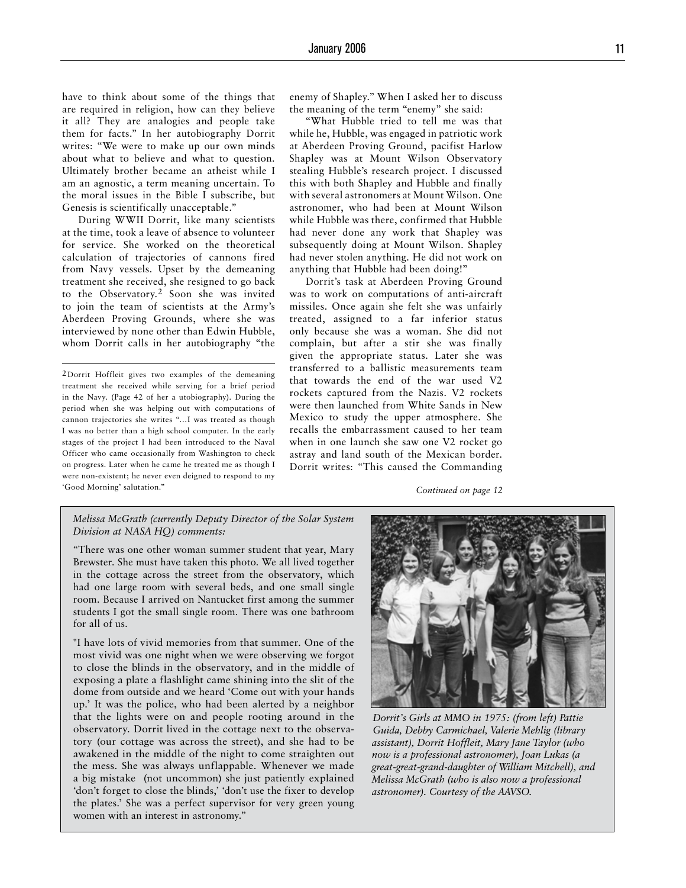have to think about some of the things that are required in religion, how can they believe it all? They are analogies and people take them for facts." In her autobiography Dorrit writes: "We were to make up our own minds about what to believe and what to question. Ultimately brother became an atheist while I am an agnostic, a term meaning uncertain. To the moral issues in the Bible I subscribe, but Genesis is scientifically unacceptable."

During WWII Dorrit, like many scientists at the time, took a leave of absence to volunteer for service. She worked on the theoretical calculation of trajectories of cannons fired from Navy vessels. Upset by the demeaning treatment she received, she resigned to go back to the Observatory.[2] Soon she was invited to join the team of scientists at the Army's Aberdeen Proving Grounds, where she was interviewed by none other than Edwin Hubble, whom Dorrit calls in her autobiography "the enemy of Shapley." When I asked her to discuss the meaning of the term "enemy" she said:

"What Hubble tried to tell me was that while he, Hubble, was engaged in patriotic work at Aberdeen Proving Ground, pacifist Harlow Shapley was at Mount Wilson Observatory stealing Hubble's research project. I discussed this with both Shapley and Hubble and finally with several astronomers at Mount Wilson. One astronomer, who had been at Mount Wilson while Hubble was there, confirmed that Hubble had never done any work that Shapley was subsequently doing at Mount Wilson. Shapley had never stolen anything. He did not work on anything that Hubble had been doing!"

Dorrit's task at Aberdeen Proving Ground was to work on computations of anti-aircraft missiles. Once again she felt she was unfairly treated, assigned to a far inferior status only because she was a woman. She did not complain, but after a stir she was finally given the appropriate status. Later she was transferred to a ballistic measurements team that towards the end of the war used V2 rockets captured from the Nazis. V2 rockets were then launched from White Sands in New Mexico to study the upper atmosphere. She recalls the embarrassment caused to her team when in one launch she saw one V2 rocket go astray and land south of the Mexican border. Dorrit writes: "This caused the Commanding

*Continued on page 12*

[2] Dorrit Hoffleit gives two examples of the demeaning treatment she received while serving for a brief period in the Navy. (Page 42 of her a utobiography). During the period when she was helping out with computations of cannon trajectories she writes "...I was treated as though I was no better than a high school computer. In the early stages of the project I had been introduced to the Naval Officer who came occasionally from Washington to check on progress. Later when he came he treated me as though I were non-existent; he never even deigned to respond to my 'Good Morning' salutation."

---

*Melissa McGrath (currently Deputy Director of the Solar System Division at NASA HQ) comments:*

"There was one other woman summer student that year, Mary Brewster. She must have taken this photo. We all lived together in the cottage across the street from the observatory, which had one large room with several beds, and one small single room. Because I arrived on Nantucket first among the summer students I got the small single room. There was one bathroom for all of us.

"I have lots of vivid memories from that summer. One of the most vivid was one night when we were observing we forgot to close the blinds in the observatory, and in the middle of exposing a plate a flashlight came shining into the slit of the dome from outside and we heard 'Come out with your hands up.' It was the police, who had been alerted by a neighbor that the lights were on and people rooting around in the observatory. Dorrit lived in the cottage next to the observatory (our cottage was across the street), and she had to be awakened in the middle of the night to come straighten out the mess. She was always unflappable. Whenever we made a big mistake (not uncommon) she just patiently explained 'don't forget to close the blinds,' 'don't use the fixer to develop the plates.' She was a perfect supervisor for very green young women with an interest in astronomy."

*Dorrit's Girls at MMO in 1975: (from left) Pattie Guida, Debby Carmichael, Valerie Mehlig (library assistant), Dorrit Hoffleit, Mary Jane Taylor (who now is a professional astronomer), Joan Lukas (a great-great-grand-daughter of William Mitchell), and Melissa McGrath (who is also now a professional astronomer). Courtesy of the AAVSO.*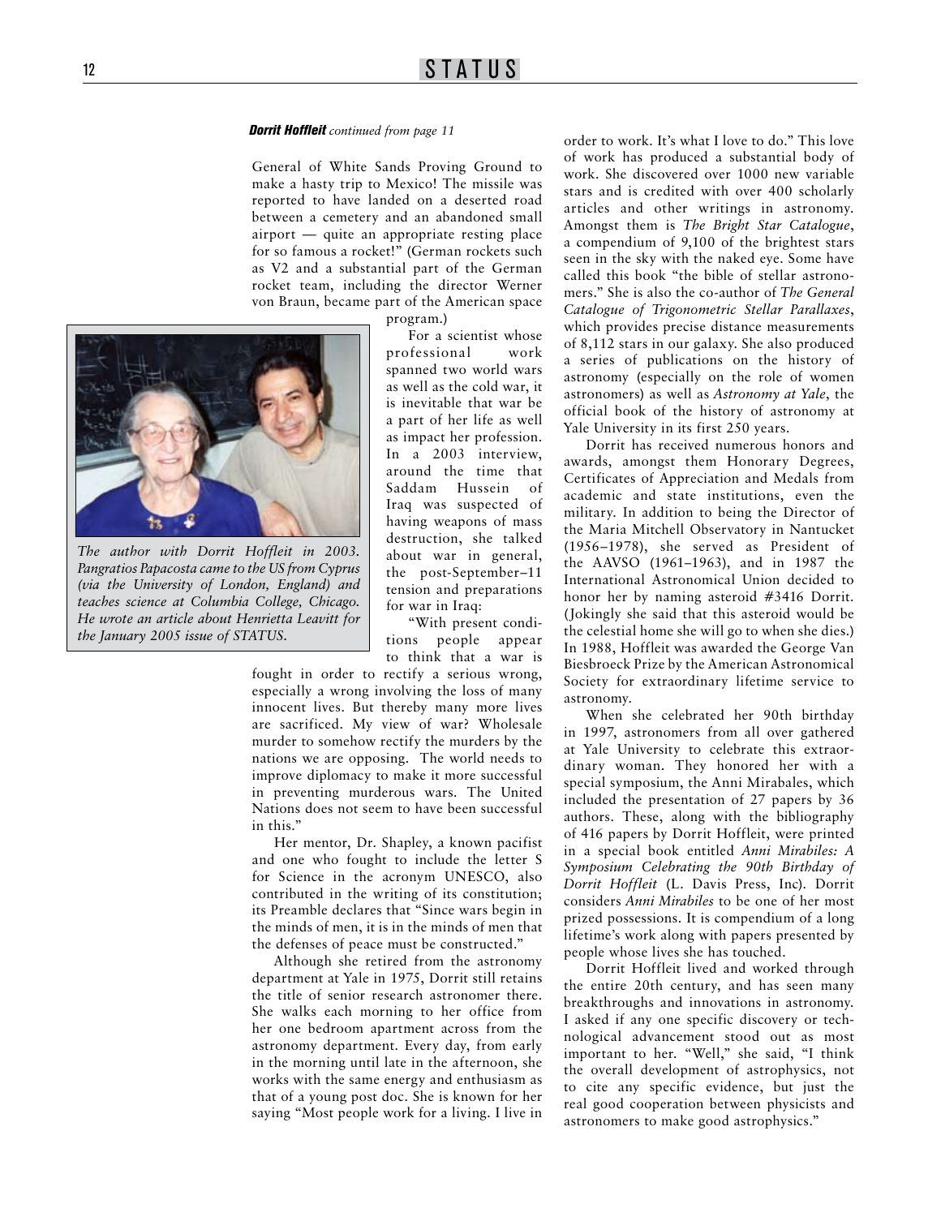***Dorrit Hoffleit*** *continued from page 11*

General of White Sands Proving Ground to make a hasty trip to Mexico! The missile was reported to have landed on a deserted road between a cemetery and an abandoned small airport — quite an appropriate resting place for so famous a rocket!" (German rockets such as V2 and a substantial part of the German rocket team, including the director Werner von Braun, became part of the American space program.)

*The author with Dorrit Hoffleit in 2003. Pangratios Papacosta came to the US from Cyprus (via the University of London, England) and teaches science at Columbia College, Chicago. He wrote an article about Henrietta Leavitt for the January 2005 issue of STATUS.*

For a scientist whose professional work spanned two world wars as well as the cold war, it is inevitable that war be a part of her life as well as impact her profession. In a 2003 interview, around the time that Saddam Hussein of Iraq was suspected of having weapons of mass destruction, she talked about war in general, the post-September–11 tension and preparations for war in Iraq:

"With present conditions people appear to think that a war is fought in order to rectify a serious wrong, especially a wrong involving the loss of many innocent lives. But thereby many more lives are sacrificed. My view of war? Wholesale murder to somehow rectify the murders by the nations we are opposing. The world needs to improve diplomacy to make it more successful in preventing murderous wars. The United Nations does not seem to have been successful in this."

Her mentor, Dr. Shapley, a known pacifist and one who fought to include the letter S for Science in the acronym UNESCO, also contributed in the writing of its constitution; its Preamble declares that "Since wars begin in the minds of men, it is in the minds of men that the defenses of peace must be constructed."

Although she retired from the astronomy department at Yale in 1975, Dorrit still retains the title of senior research astronomer there. She walks each morning to her office from her one bedroom apartment across from the astronomy department. Every day, from early in the morning until late in the afternoon, she works with the same energy and enthusiasm as that of a young post doc. She is known for her saying "Most people work for a living. I live in order to work. It's what I love to do." This love of work has produced a substantial body of work. She discovered over 1000 new variable stars and is credited with over 400 scholarly articles and other writings in astronomy. Amongst them is *The Bright Star Catalogue*, a compendium of 9,100 of the brightest stars seen in the sky with the naked eye. Some have called this book "the bible of stellar astronomers." She is also the co-author of *The General Catalogue of Trigonometric Stellar Parallaxes*, which provides precise distance measurements of 8,112 stars in our galaxy. She also produced a series of publications on the history of astronomy (especially on the role of women astronomers) as well as *Astronomy at Yale*, the official book of the history of astronomy at Yale University in its first 250 years.

Dorrit has received numerous honors and awards, amongst them Honorary Degrees, Certificates of Appreciation and Medals from academic and state institutions, even the military. In addition to being the Director of the Maria Mitchell Observatory in Nantucket (1956–1978), she served as President of the AAVSO (1961–1963), and in 1987 the International Astronomical Union decided to honor her by naming asteroid #3416 Dorrit. (Jokingly she said that this asteroid would be the celestial home she will go to when she dies.) In 1988, Hoffleit was awarded the George Van Biesbroeck Prize by the American Astronomical Society for extraordinary lifetime service to astronomy.

When she celebrated her 90th birthday in 1997, astronomers from all over gathered at Yale University to celebrate this extraordinary woman. They honored her with a special symposium, the Anni Mirabales, which included the presentation of 27 papers by 36 authors. These, along with the bibliography of 416 papers by Dorrit Hoffleit, were printed in a special book entitled *Anni Mirabiles: A Symposium Celebrating the 90th Birthday of Dorrit Hoffleit* (L. Davis Press, Inc). Dorrit considers *Anni Mirabiles* to be one of her most prized possessions. It is compendium of a long lifetime's work along with papers presented by people whose lives she has touched.

Dorrit Hoffleit lived and worked through the entire 20th century, and has seen many breakthroughs and innovations in astronomy. I asked if any one specific discovery or technological advancement stood out as most important to her. "Well," she said, "I think the overall development of astrophysics, not to cite any specific evidence, but just the real good cooperation between physicists and astronomers to make good astrophysics."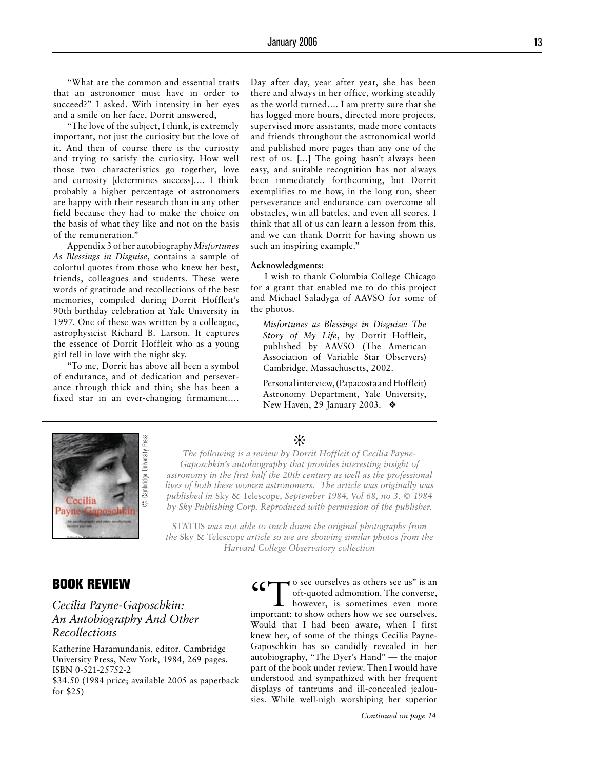"What are the common and essential traits that an astronomer must have in order to succeed?" I asked. With intensity in her eyes and a smile on her face, Dorrit answered,

"The love of the subject, I think, is extremely important, not just the curiosity but the love of it. And then of course there is the curiosity and trying to satisfy the curiosity. How well those two characteristics go together, love and curiosity [determines success].... I think probably a higher percentage of astronomers are happy with their research than in any other field because they had to make the choice on the basis of what they like and not on the basis of the remuneration."

Appendix 3 of her autobiography *Misfortunes As Blessings in Disguise*, contains a sample of colorful quotes from those who knew her best, friends, colleagues and students. These were words of gratitude and recollections of the best memories, compiled during Dorrit Hoffleit's 90th birthday celebration at Yale University in 1997. One of these was written by a colleague, astrophysicist Richard B. Larson. It captures the essence of Dorrit Hoffleit who as a young girl fell in love with the night sky.

"To me, Dorrit has above all been a symbol of endurance, and of dedication and perseverance through thick and thin; she has been a fixed star in an ever-changing firmament.... Day after day, year after year, she has been there and always in her office, working steadily as the world turned.... I am pretty sure that she has logged more hours, directed more projects, supervised more assistants, made more contacts and friends throughout the astronomical world and published more pages than any one of the rest of us. [...] The going hasn't always been easy, and suitable recognition has not always been immediately forthcoming, but Dorrit exemplifies to me how, in the long run, sheer perseverance and endurance can overcome all obstacles, win all battles, and even all scores. I think that all of us can learn a lesson from this, and we can thank Dorrit for having shown us such an inspiring example."

**Acknowledgments:**

I wish to thank Columbia College Chicago for a grant that enabled me to do this project and Michael Saladyga of AAVSO for some of the photos.

*Misfortunes as Blessings in Disguise: The Story of My Life*, by Dorrit Hoffleit, published by AAVSO (The American Association of Variable Star Observers) Cambridge, Massachusetts, 2002.

Personal interview, (Papacosta and Hoffleit) Astronomy Department, Yale University, New Haven, 29 January 2003. ❖

© Cambridge University Press

*The following is a review by Dorrit Hoffleit of Cecilia Payne-Gaposchkin's autobiography that provides interesting insight of astronomy in the first half the 20th century as well as the professional lives of both these women astronomers. The article was originally was published in* Sky & Telescope*, September 1984, Vol 68, no 3. © 1984 by Sky Publishing Corp. Reproduced with permission of the publisher.*

STATUS *was not able to track down the original photographs from the* Sky & Telescope *article so we are showing similar photos from the Harvard College Observatory collection*

## BOOK REVIEW

### *Cecilia Payne-Gaposchkin: An Autobiography And Other Recollections*

Katherine Haramundanis, editor. Cambridge University Press, New York, 1984, 269 pages. ISBN 0-521-25752-2

$34.50 (1984 price; available 2005 as paperback for $25)

"To see ourselves as others see us" is an oft-quoted admonition. The converse, however, is sometimes even more important: to show others how we see ourselves. Would that I had been aware, when I first knew her, of some of the things Cecilia Payne-Gaposchkin has so candidly revealed in her autobiography, "The Dyer's Hand" — the major part of the book under review. Then I would have understood and sympathized with her frequent displays of tantrums and ill-concealed jealousies. While well-nigh worshiping her superior

*Continued on page 14*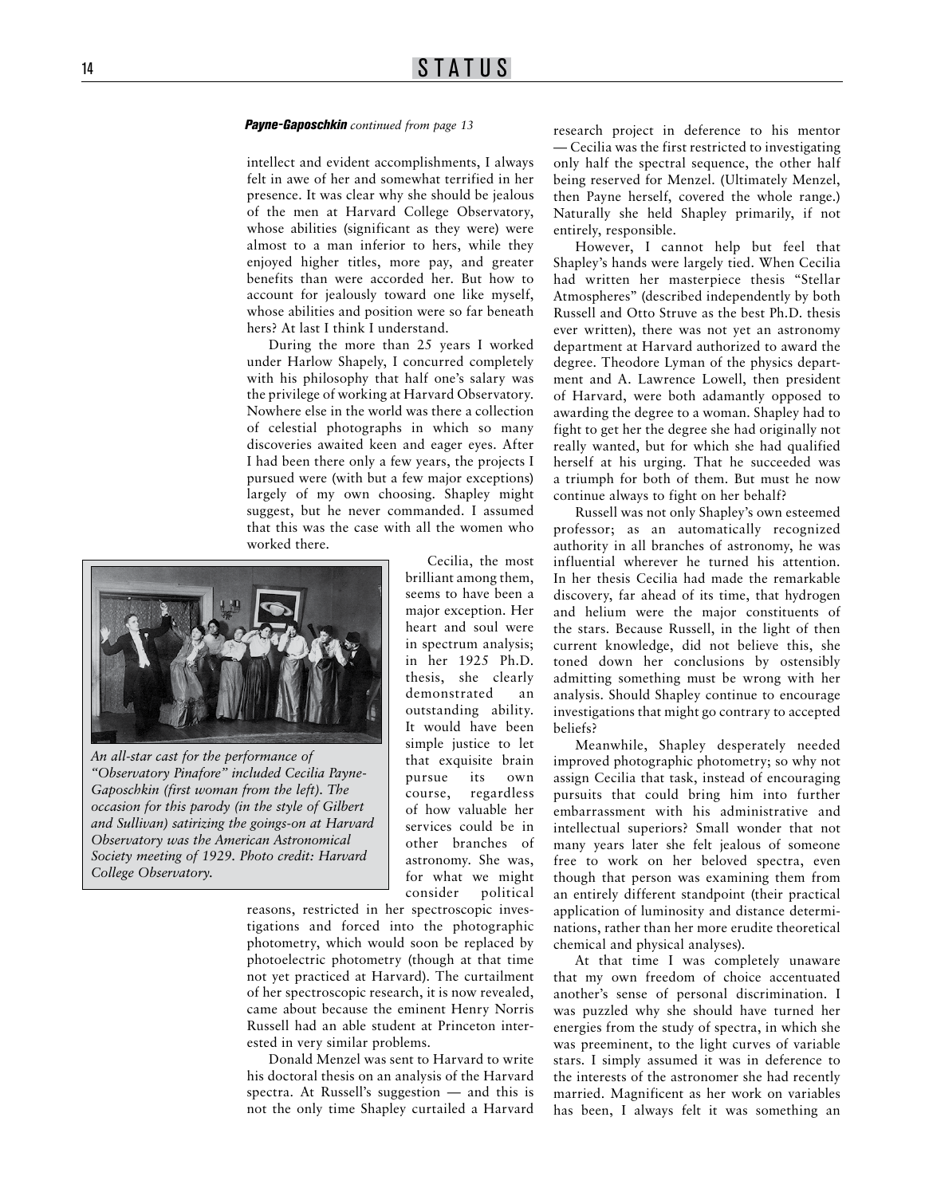*Payne-Gaposchkin continued from page 13*

intellect and evident accomplishments, I always felt in awe of her and somewhat terrified in her presence. It was clear why she should be jealous of the men at Harvard College Observatory, whose abilities (significant as they were) were almost to a man inferior to hers, while they enjoyed higher titles, more pay, and greater benefits than were accorded her. But how to account for jealously toward one like myself, whose abilities and position were so far beneath hers? At last I think I understand.

During the more than 25 years I worked under Harlow Shapely, I concurred completely with his philosophy that half one's salary was the privilege of working at Harvard Observatory. Nowhere else in the world was there a collection of celestial photographs in which so many discoveries awaited keen and eager eyes. After I had been there only a few years, the projects I pursued were (with but a few major exceptions) largely of my own choosing. Shapley might suggest, but he never commanded. I assumed that this was the case with all the women who worked there.

*An all-star cast for the performance of "Observatory Pinafore" included Cecilia Payne-Gaposchkin (first woman from the left). The occasion for this parody (in the style of Gilbert and Sullivan) satirizing the goings-on at Harvard Observatory was the American Astronomical Society meeting of 1929. Photo credit: Harvard College Observatory.*

Cecilia, the most brilliant among them, seems to have been a major exception. Her heart and soul were in spectrum analysis; in her 1925 Ph.D. thesis, she clearly demonstrated an outstanding ability. It would have been simple justice to let that exquisite brain pursue its own course, regardless of how valuable her services could be in other branches of astronomy. She was, for what we might consider political reasons, restricted in her spectroscopic investigations and forced into the photographic photometry, which would soon be replaced by photoelectric photometry (though at that time not yet practiced at Harvard). The curtailment of her spectroscopic research, it is now revealed, came about because the eminent Henry Norris Russell had an able student at Princeton interested in very similar problems.

Donald Menzel was sent to Harvard to write his doctoral thesis on an analysis of the Harvard spectra. At Russell's suggestion — and this is not the only time Shapley curtailed a Harvard research project in deference to his mentor — Cecilia was the first restricted to investigating only half the spectral sequence, the other half being reserved for Menzel. (Ultimately Menzel, then Payne herself, covered the whole range.) Naturally she held Shapley primarily, if not entirely, responsible.

However, I cannot help but feel that Shapley's hands were largely tied. When Cecilia had written her masterpiece thesis "Stellar Atmospheres" (described independently by both Russell and Otto Struve as the best Ph.D. thesis ever written), there was not yet an astronomy department at Harvard authorized to award the degree. Theodore Lyman of the physics department and A. Lawrence Lowell, then president of Harvard, were both adamantly opposed to awarding the degree to a woman. Shapley had to fight to get her the degree she had originally not really wanted, but for which she had qualified herself at his urging. That he succeeded was a triumph for both of them. But must he now continue always to fight on her behalf?

Russell was not only Shapley's own esteemed professor; as an automatically recognized authority in all branches of astronomy, he was influential wherever he turned his attention. In her thesis Cecilia had made the remarkable discovery, far ahead of its time, that hydrogen and helium were the major constituents of the stars. Because Russell, in the light of then current knowledge, did not believe this, she toned down her conclusions by ostensibly admitting something must be wrong with her analysis. Should Shapley continue to encourage investigations that might go contrary to accepted beliefs?

Meanwhile, Shapley desperately needed improved photographic photometry; so why not assign Cecilia that task, instead of encouraging pursuits that could bring him into further embarrassment with his administrative and intellectual superiors? Small wonder that not many years later she felt jealous of someone free to work on her beloved spectra, even though that person was examining them from an entirely different standpoint (their practical application of luminosity and distance determinations, rather than her more erudite theoretical chemical and physical analyses).

At that time I was completely unaware that my own freedom of choice accentuated another's sense of personal discrimination. I was puzzled why she should have turned her energies from the study of spectra, in which she was preeminent, to the light curves of variable stars. I simply assumed it was in deference to the interests of the astronomer she had recently married. Magnificent as her work on variables has been, I always felt it was something an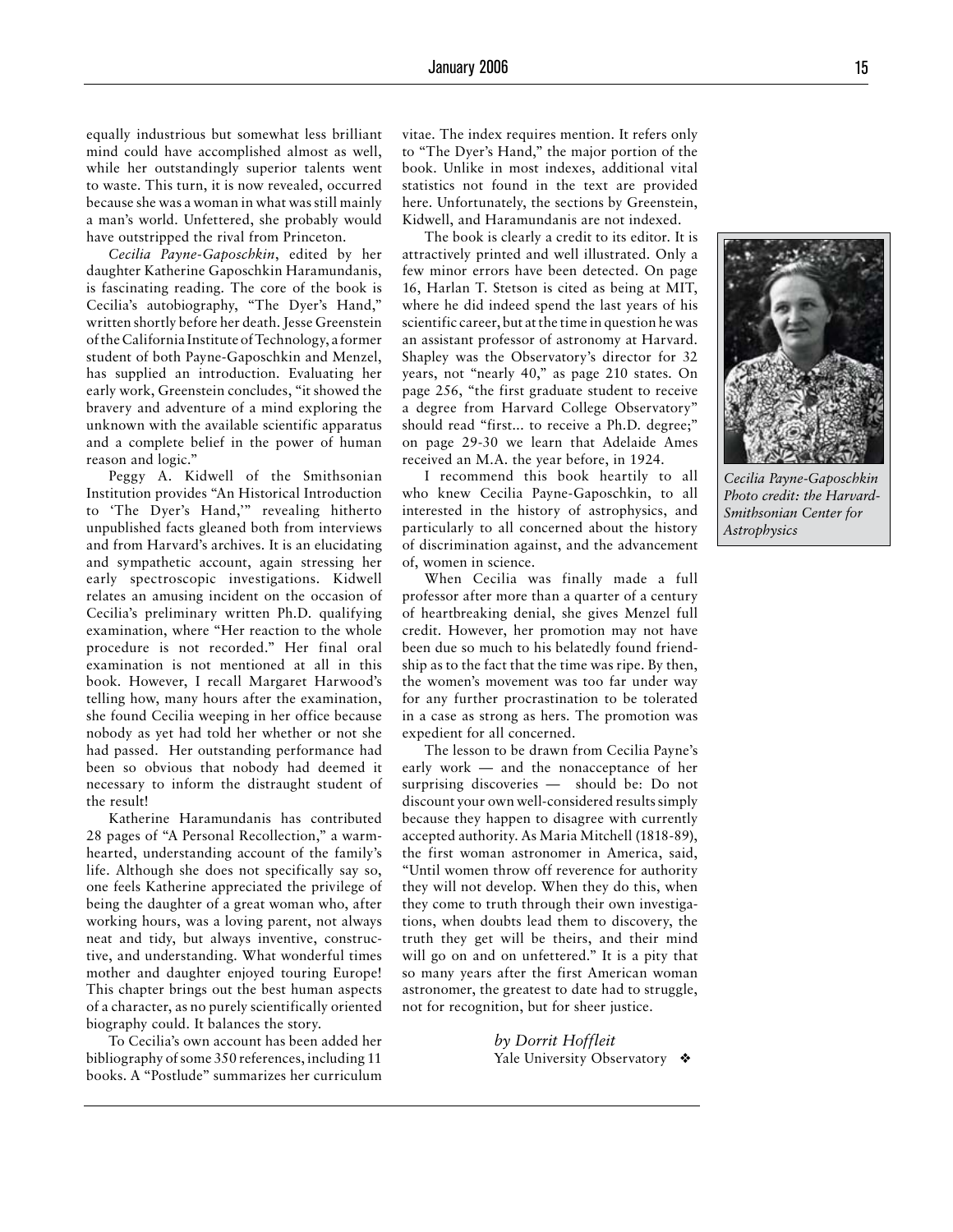equally industrious but somewhat less brilliant mind could have accomplished almost as well, while her outstandingly superior talents went to waste. This turn, it is now revealed, occurred because she was a woman in what was still mainly a man's world. Unfettered, she probably would have outstripped the rival from Princeton.

*Cecilia Payne-Gaposchkin*, edited by her daughter Katherine Gaposchkin Haramundanis, is fascinating reading. The core of the book is Cecilia's autobiography, "The Dyer's Hand," written shortly before her death. Jesse Greenstein of the California Institute of Technology, a former student of both Payne-Gaposchkin and Menzel, has supplied an introduction. Evaluating her early work, Greenstein concludes, "it showed the bravery and adventure of a mind exploring the unknown with the available scientific apparatus and a complete belief in the power of human reason and logic."

Peggy A. Kidwell of the Smithsonian Institution provides "An Historical Introduction to 'The Dyer's Hand,'" revealing hitherto unpublished facts gleaned both from interviews and from Harvard's archives. It is an elucidating and sympathetic account, again stressing her early spectroscopic investigations. Kidwell relates an amusing incident on the occasion of Cecilia's preliminary written Ph.D. qualifying examination, where "Her reaction to the whole procedure is not recorded." Her final oral examination is not mentioned at all in this book. However, I recall Margaret Harwood's telling how, many hours after the examination, she found Cecilia weeping in her office because nobody as yet had told her whether or not she had passed. Her outstanding performance had been so obvious that nobody had deemed it necessary to inform the distraught student of the result!

Katherine Haramundanis has contributed 28 pages of "A Personal Recollection," a warm-hearted, understanding account of the family's life. Although she does not specifically say so, one feels Katherine appreciated the privilege of being the daughter of a great woman who, after working hours, was a loving parent, not always neat and tidy, but always inventive, constructive, and understanding. What wonderful times mother and daughter enjoyed touring Europe! This chapter brings out the best human aspects of a character, as no purely scientifically oriented biography could. It balances the story.

To Cecilia's own account has been added her bibliography of some 350 references, including 11 books. A "Postlude" summarizes her curriculum vitae. The index requires mention. It refers only to "The Dyer's Hand," the major portion of the book. Unlike in most indexes, additional vital statistics not found in the text are provided here. Unfortunately, the sections by Greenstein, Kidwell, and Haramundanis are not indexed.

The book is clearly a credit to its editor. It is attractively printed and well illustrated. Only a few minor errors have been detected. On page 16, Harlan T. Stetson is cited as being at MIT, where he did indeed spend the last years of his scientific career, but at the time in question he was an assistant professor of astronomy at Harvard. Shapley was the Observatory's director for 32 years, not "nearly 40," as page 210 states. On page 256, "the first graduate student to receive a degree from Harvard College Observatory" should read "first... to receive a Ph.D. degree;" on page 29-30 we learn that Adelaide Ames received an M.A. the year before, in 1924.

I recommend this book heartily to all who knew Cecilia Payne-Gaposchkin, to all interested in the history of astrophysics, and particularly to all concerned about the history of discrimination against, and the advancement of, women in science.

When Cecilia was finally made a full professor after more than a quarter of a century of heartbreaking denial, she gives Menzel full credit. However, her promotion may not have been due so much to his belatedly found friendship as to the fact that the time was ripe. By then, the women's movement was too far under way for any further procrastination to be tolerated in a case as strong as hers. The promotion was expedient for all concerned.

The lesson to be drawn from Cecilia Payne's early work — and the nonacceptance of her surprising discoveries — should be: Do not discount your own well-considered results simply because they happen to disagree with currently accepted authority. As Maria Mitchell (1818-89), the first woman astronomer in America, said, "Until women throw off reverence for authority they will not develop. When they do this, when they come to truth through their own investigations, when doubts lead them to discovery, the truth they get will be theirs, and their mind will go on and on unfettered." It is a pity that so many years after the first American woman astronomer, the greatest to date had to struggle, not for recognition, but for sheer justice.

*by Dorrit Hoffleit*
Yale University Observatory ❖

*Cecilia Payne-Gaposchkin Photo credit: the Harvard-Smithsonian Center for Astrophysics*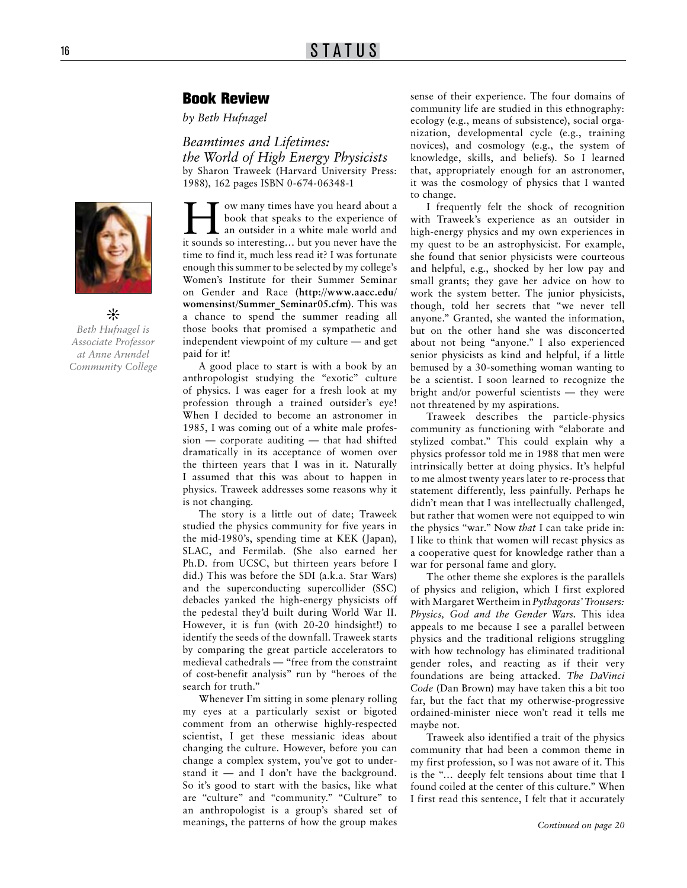## Book Review

*by Beth Hufnagel*

*Beth Hufnagel is Associate Professor at Anne Arundel Community College*

### *Beamtimes and Lifetimes: the World of High Energy Physicists*

by Sharon Traweek (Harvard University Press: 1988), 162 pages ISBN 0-674-06348-1

How many times have you heard about a book that speaks to the experience of an outsider in a white male world and it sounds so interesting… but you never have the time to find it, much less read it? I was fortunate enough this summer to be selected by my college's Women's Institute for their Summer Seminar on Gender and Race (**http://www.aacc.edu/womensinst/Summer_Seminar05.cfm**). This was a chance to spend the summer reading all those books that promised a sympathetic and independent viewpoint of my culture — and get paid for it!

A good place to start is with a book by an anthropologist studying the "exotic" culture of physics. I was eager for a fresh look at my profession through a trained outsider's eye! When I decided to become an astronomer in 1985, I was coming out of a white male profession — corporate auditing — that had shifted dramatically in its acceptance of women over the thirteen years that I was in it. Naturally I assumed that this was about to happen in physics. Traweek addresses some reasons why it is not changing.

The story is a little out of date; Traweek studied the physics community for five years in the mid-1980's, spending time at KEK (Japan), SLAC, and Fermilab. (She also earned her Ph.D. from UCSC, but thirteen years before I did.) This was before the SDI (a.k.a. Star Wars) and the superconducting supercollider (SSC) debacles yanked the high-energy physicists off the pedestal they'd built during World War II. However, it is fun (with 20-20 hindsight!) to identify the seeds of the downfall. Traweek starts by comparing the great particle accelerators to medieval cathedrals — "free from the constraint of cost-benefit analysis" run by "heroes of the search for truth."

Whenever I'm sitting in some plenary rolling my eyes at a particularly sexist or bigoted comment from an otherwise highly-respected scientist, I get these messianic ideas about changing the culture. However, before you can change a complex system, you've got to understand it — and I don't have the background. So it's good to start with the basics, like what are "culture" and "community." "Culture" to an anthropologist is a group's shared set of meanings, the patterns of how the group makes sense of their experience. The four domains of community life are studied in this ethnography: ecology (e.g., means of subsistence), social organization, developmental cycle (e.g., training novices), and cosmology (e.g., the system of knowledge, skills, and beliefs). So I learned that, appropriately enough for an astronomer, it was the cosmology of physics that I wanted to change.

I frequently felt the shock of recognition with Traweek's experience as an outsider in high-energy physics and my own experiences in my quest to be an astrophysicist. For example, she found that senior physicists were courteous and helpful, e.g., shocked by her low pay and small grants; they gave her advice on how to work the system better. The junior physicists, though, told her secrets that "we never tell anyone." Granted, she wanted the information, but on the other hand she was disconcerted about not being "anyone." I also experienced senior physicists as kind and helpful, if a little bemused by a 30-something woman wanting to be a scientist. I soon learned to recognize the bright and/or powerful scientists — they were not threatened by my aspirations.

Traweek describes the particle-physics community as functioning with "elaborate and stylized combat." This could explain why a physics professor told me in 1988 that men were intrinsically better at doing physics. It's helpful to me almost twenty years later to re-process that statement differently, less painfully. Perhaps he didn't mean that I was intellectually challenged, but rather that women were not equipped to win the physics "war." Now *that* I can take pride in: I like to think that women will recast physics as a cooperative quest for knowledge rather than a war for personal fame and glory.

The other theme she explores is the parallels of physics and religion, which I first explored with Margaret Wertheim in *Pythagoras' Trousers: Physics, God and the Gender Wars.* This idea appeals to me because I see a parallel between physics and the traditional religions struggling with how technology has eliminated traditional gender roles, and reacting as if their very foundations are being attacked. *The DaVinci Code* (Dan Brown) may have taken this a bit too far, but the fact that my otherwise-progressive ordained-minister niece won't read it tells me maybe not.

Traweek also identified a trait of the physics community that had been a common theme in my first profession, so I was not aware of it. This is the "… deeply felt tensions about time that I found coiled at the center of this culture." When I first read this sentence, I felt that it accurately

*Continued on page 20*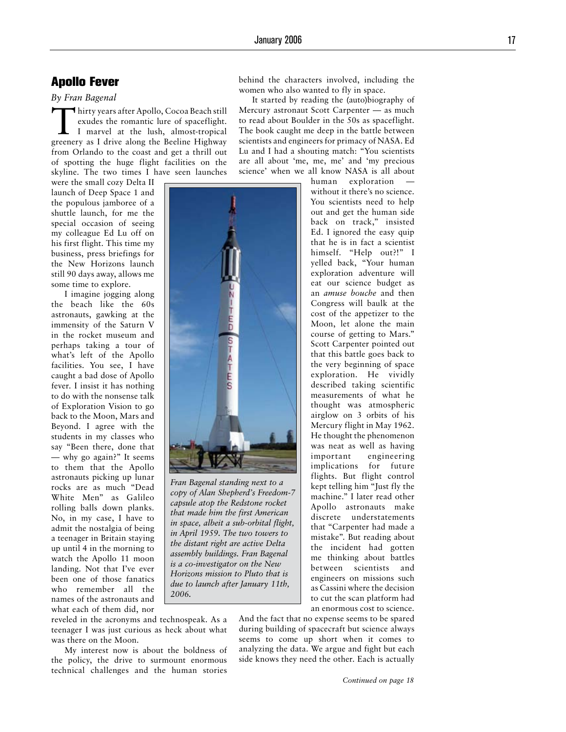## Apollo Fever

*By Fran Bagenal*

Thirty years after Apollo, Cocoa Beach still exudes the romantic lure of spaceflight. I marvel at the lush, almost-tropical greenery as I drive along the Beeline Highway from Orlando to the coast and get a thrill out of spotting the huge flight facilities on the skyline. The two times I have seen launches were the small cozy Delta II launch of Deep Space 1 and the populous jamboree of a shuttle launch, for me the special occasion of seeing my colleague Ed Lu off on his first flight. This time my business, press briefings for the New Horizons launch still 90 days away, allows me some time to explore.

I imagine jogging along the beach like the 60s astronauts, gawking at the immensity of the Saturn V in the rocket museum and perhaps taking a tour of what's left of the Apollo facilities. You see, I have caught a bad dose of Apollo fever. I insist it has nothing to do with the nonsense talk of Exploration Vision to go back to the Moon, Mars and Beyond. I agree with the students in my classes who say "Been there, done that — why go again?" It seems to them that the Apollo astronauts picking up lunar rocks are as much "Dead White Men" as Galileo rolling balls down planks. No, in my case, I have to admit the nostalgia of being a teenager in Britain staying up until 4 in the morning to watch the Apollo 11 moon landing. Not that I've ever been one of those fanatics who remember all the names of the astronauts and what each of them did, nor reveled in the acronyms and technospeak. As a teenager I was just curious as heck about what was there on the Moon.

My interest now is about the boldness of the policy, the drive to surmount enormous technical challenges and the human stories behind the characters involved, including the women who also wanted to fly in space.

*Fran Bagenal standing next to a copy of Alan Shepherd's Freedom-7 capsule atop the Redstone rocket that made him the first American in space, albeit a sub-orbital flight, in April 1959. The two towers to the distant right are active Delta assembly buildings. Fran Bagenal is a co-investigator on the New Horizons mission to Pluto that is due to launch after January 11th, 2006.*

It started by reading the (auto)biography of Mercury astronaut Scott Carpenter — as much to read about Boulder in the 50s as spaceflight. The book caught me deep in the battle between scientists and engineers for primacy of NASA. Ed Lu and I had a shouting match: "You scientists are all about 'me, me, me' and 'my precious science' when we all know NASA is all about human exploration — without it there's no science. You scientists need to help out and get the human side back on track," insisted Ed. I ignored the easy quip that he is in fact a scientist himself. "Help out?!" I yelled back, "Your human exploration adventure will eat our science budget as an *amuse bouche* and then Congress will baulk at the cost of the appetizer to the Moon, let alone the main course of getting to Mars." Scott Carpenter pointed out that this battle goes back to the very beginning of space exploration. He vividly described taking scientific measurements of what he thought was atmospheric airglow on 3 orbits of his Mercury flight in May 1962. He thought the phenomenon was neat as well as having important engineering implications for future flights. But flight control kept telling him "Just fly the machine." I later read other Apollo astronauts make discrete understatements that "Carpenter had made a mistake". But reading about the incident had gotten me thinking about battles between scientists and engineers on missions such as Cassini where the decision to cut the scan platform had an enormous cost to science. And the fact that no expense seems to be spared during building of spacecraft but science always seems to come up short when it comes to analyzing the data. We argue and fight but each side knows they need the other. Each is actually

*Continued on page 18*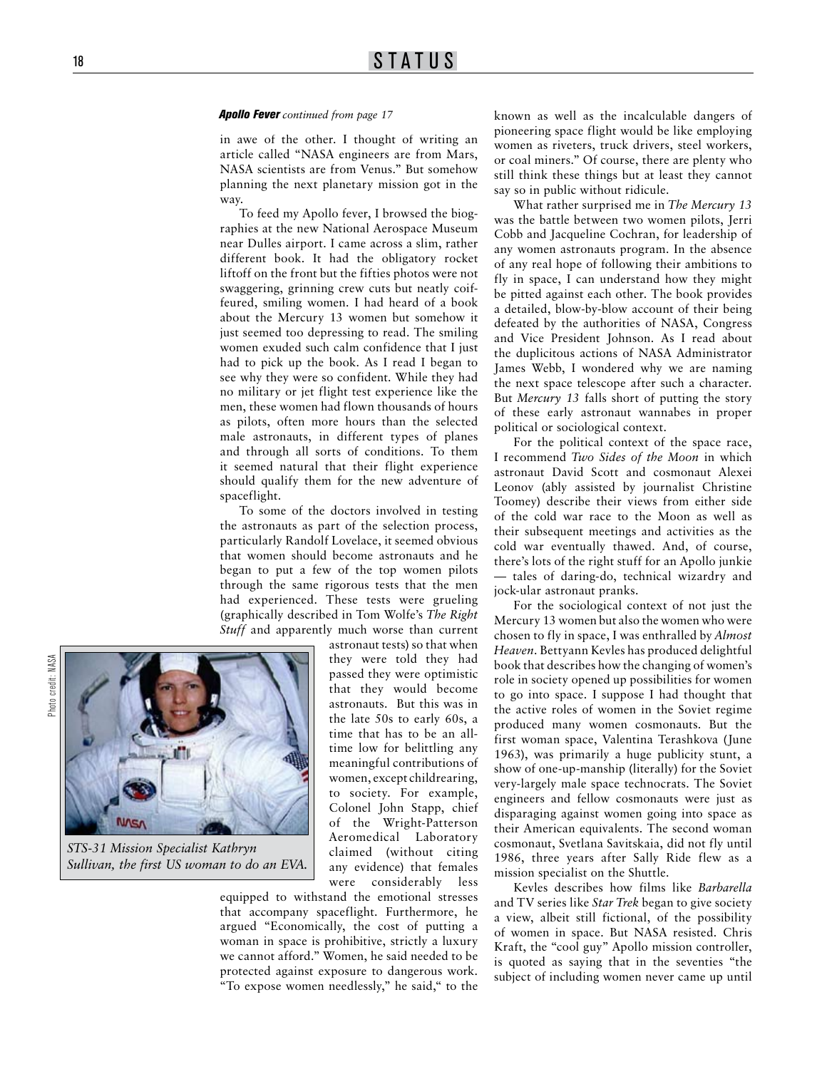***Apollo Fever*** *continued from page 17*

in awe of the other. I thought of writing an article called "NASA engineers are from Mars, NASA scientists are from Venus." But somehow planning the next planetary mission got in the way.

To feed my Apollo fever, I browsed the biographies at the new National Aerospace Museum near Dulles airport. I came across a slim, rather different book. It had the obligatory rocket liftoff on the front but the fifties photos were not swaggering, grinning crew cuts but neatly coiffeured, smiling women. I had heard of a book about the Mercury 13 women but somehow it just seemed too depressing to read. The smiling women exuded such calm confidence that I just had to pick up the book. As I read I began to see why they were so confident. While they had no military or jet flight test experience like the men, these women had flown thousands of hours as pilots, often more hours than the selected male astronauts, in different types of planes and through all sorts of conditions. To them it seemed natural that their flight experience should qualify them for the new adventure of spaceflight.

To some of the doctors involved in testing the astronauts as part of the selection process, particularly Randolf Lovelace, it seemed obvious that women should become astronauts and he began to put a few of the top women pilots through the same rigorous tests that the men had experienced. These tests were grueling (graphically described in Tom Wolfe's *The Right Stuff* and apparently much worse than current astronaut tests) so that when they were told they had passed they were optimistic that they would become astronauts. But this was in the late 50s to early 60s, a time that has to be an all-time low for belittling any meaningful contributions of women, except childrearing, to society. For example, Colonel John Stapp, chief of the Wright-Patterson Aeromedical Laboratory claimed (without citing any evidence) that females were considerably less equipped to withstand the emotional stresses that accompany spaceflight. Furthermore, he argued "Economically, the cost of putting a woman in space is prohibitive, strictly a luxury we cannot afford." Women, he said needed to be protected against exposure to dangerous work. "To expose women needlessly," he said," to the known as well as the incalculable dangers of pioneering space flight would be like employing women as riveters, truck drivers, steel workers, or coal miners." Of course, there are plenty who still think these things but at least they cannot say so in public without ridicule.

Photo credit: NASA

*STS-31 Mission Specialist Kathryn Sullivan, the first US woman to do an EVA.*

What rather surprised me in *The Mercury 13* was the battle between two women pilots, Jerri Cobb and Jacqueline Cochran, for leadership of any women astronauts program. In the absence of any real hope of following their ambitions to fly in space, I can understand how they might be pitted against each other. The book provides a detailed, blow-by-blow account of their being defeated by the authorities of NASA, Congress and Vice President Johnson. As I read about the duplicitous actions of NASA Administrator James Webb, I wondered why we are naming the next space telescope after such a character. But *Mercury 13* falls short of putting the story of these early astronaut wannabes in proper political or sociological context.

For the political context of the space race, I recommend *Two Sides of the Moon* in which astronaut David Scott and cosmonaut Alexei Leonov (ably assisted by journalist Christine Toomey) describe their views from either side of the cold war race to the Moon as well as their subsequent meetings and activities as the cold war eventually thawed. And, of course, there's lots of the right stuff for an Apollo junkie — tales of daring-do, technical wizardry and jock-ular astronaut pranks.

For the sociological context of not just the Mercury 13 women but also the women who were chosen to fly in space, I was enthralled by *Almost Heaven*. Bettyann Kevles has produced delightful book that describes how the changing of women's role in society opened up possibilities for women to go into space. I suppose I had thought that the active roles of women in the Soviet regime produced many women cosmonauts. But the first woman space, Valentina Terashkova (June 1963), was primarily a huge publicity stunt, a show of one-up-manship (literally) for the Soviet very-largely male space technocrats. The Soviet engineers and fellow cosmonauts were just as disparaging against women going into space as their American equivalents. The second woman cosmonaut, Svetlana Savitskaia, did not fly until 1986, three years after Sally Ride flew as a mission specialist on the Shuttle.

Kevles describes how films like *Barbarella* and TV series like *Star Trek* began to give society a view, albeit still fictional, of the possibility of women in space. But NASA resisted. Chris Kraft, the "cool guy" Apollo mission controller, is quoted as saying that in the seventies "the subject of including women never came up until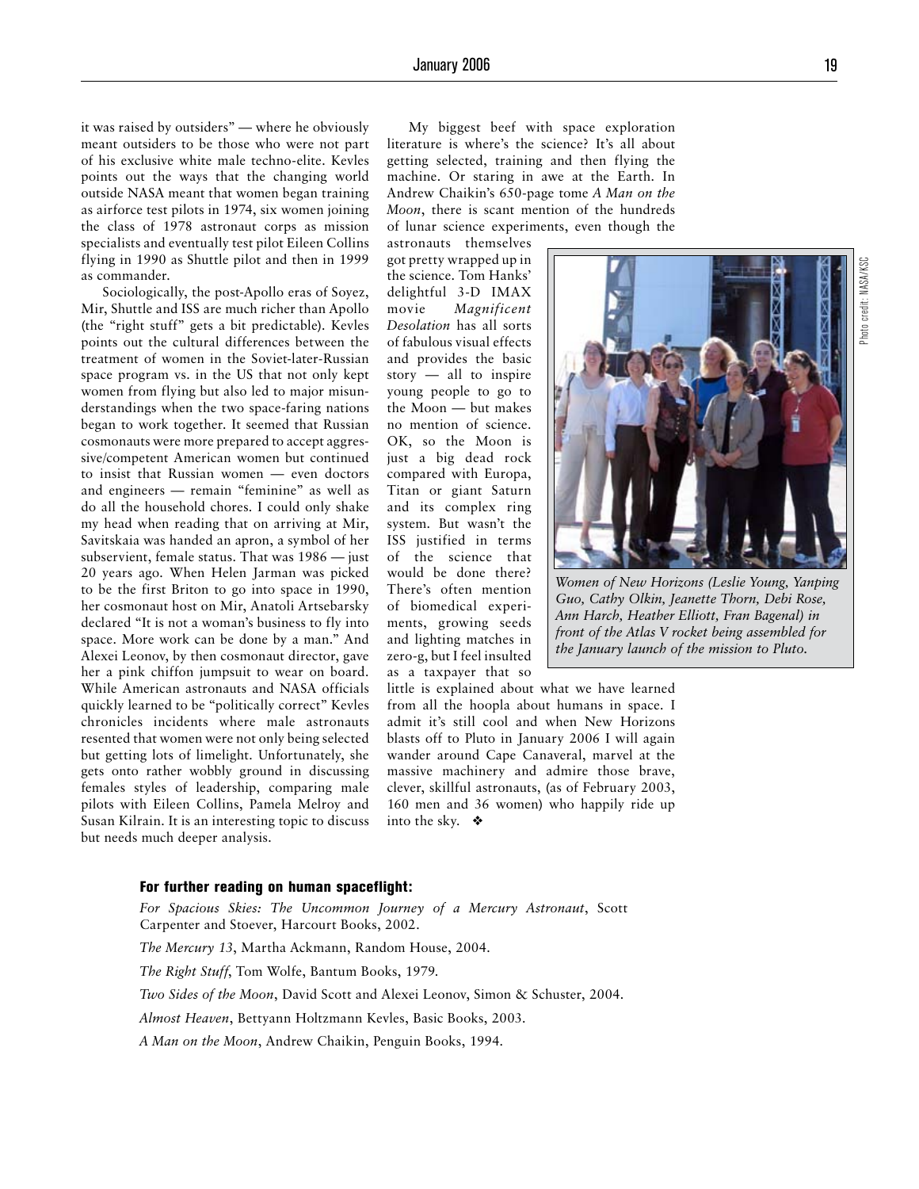it was raised by outsiders" — where he obviously meant outsiders to be those who were not part of his exclusive white male techno-elite. Kevles points out the ways that the changing world outside NASA meant that women began training as airforce test pilots in 1974, six women joining the class of 1978 astronaut corps as mission specialists and eventually test pilot Eileen Collins flying in 1990 as Shuttle pilot and then in 1999 as commander.

Sociologically, the post-Apollo eras of Soyez, Mir, Shuttle and ISS are much richer than Apollo (the "right stuff" gets a bit predictable). Kevles points out the cultural differences between the treatment of women in the Soviet-later-Russian space program vs. in the US that not only kept women from flying but also led to major misunderstandings when the two space-faring nations began to work together. It seemed that Russian cosmonauts were more prepared to accept aggressive/competent American women but continued to insist that Russian women — even doctors and engineers — remain "feminine" as well as do all the household chores. I could only shake my head when reading that on arriving at Mir, Savitskaia was handed an apron, a symbol of her subservient, female status. That was 1986 — just 20 years ago. When Helen Jarman was picked to be the first Briton to go into space in 1990, her cosmonaut host on Mir, Anatoli Artsebarsky declared "It is not a woman's business to fly into space. More work can be done by a man." And Alexei Leonov, by then cosmonaut director, gave her a pink chiffon jumpsuit to wear on board. While American astronauts and NASA officials quickly learned to be "politically correct" Kevles chronicles incidents where male astronauts resented that women were not only being selected but getting lots of limelight. Unfortunately, she gets onto rather wobbly ground in discussing females styles of leadership, comparing male pilots with Eileen Collins, Pamela Melroy and Susan Kilrain. It is an interesting topic to discuss but needs much deeper analysis.

My biggest beef with space exploration literature is where's the science? It's all about getting selected, training and then flying the machine. Or staring in awe at the Earth. In Andrew Chaikin's 650-page tome *A Man on the Moon*, there is scant mention of the hundreds of lunar science experiments, even though the astronauts themselves got pretty wrapped up in the science. Tom Hanks' delightful 3-D IMAX movie *Magnificent Desolation* has all sorts of fabulous visual effects and provides the basic story — all to inspire young people to go to the Moon — but makes no mention of science. OK, so the Moon is just a big dead rock compared with Europa, Titan or giant Saturn and its complex ring system. But wasn't the ISS justified in terms of the science that would be done there? There's often mention of biomedical experiments, growing seeds and lighting matches in zero-g, but I feel insulted as a taxpayer that so little is explained about what we have learned from all the hoopla about humans in space. I admit it's still cool and when New Horizons blasts off to Pluto in January 2006 I will again wander around Cape Canaveral, marvel at the massive machinery and admire those brave, clever, skillful astronauts, (as of February 2003, 160 men and 36 women) who happily ride up into the sky. ❖

*Women of New Horizons (Leslie Young, Yanping Guo, Cathy Olkin, Jeanette Thorn, Debi Rose, Ann Harch, Heather Elliott, Fran Bagenal) in front of the Atlas V rocket being assembled for the January launch of the mission to Pluto.*

Photo credit: NASA/KSC

### For further reading on human spaceflight:

*For Spacious Skies: The Uncommon Journey of a Mercury Astronaut*, Scott Carpenter and Stoever, Harcourt Books, 2002.

*The Mercury 13*, Martha Ackmann, Random House, 2004.

*The Right Stuff*, Tom Wolfe, Bantum Books, 1979.

*Two Sides of the Moon*, David Scott and Alexei Leonov, Simon & Schuster, 2004.

*Almost Heaven*, Bettyann Holtzmann Kevles, Basic Books, 2003.

*A Man on the Moon*, Andrew Chaikin, Penguin Books, 1994.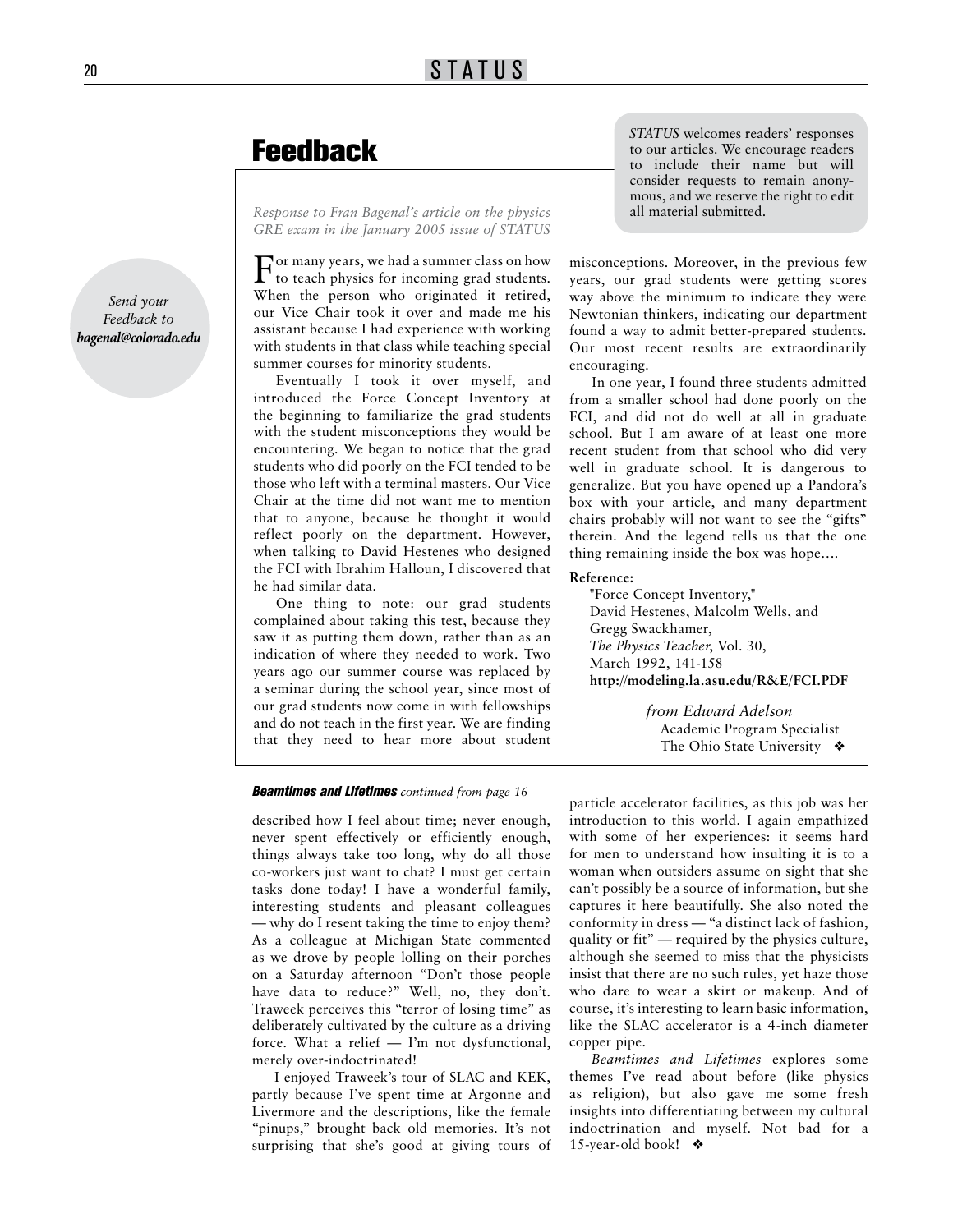# Feedback

*STATUS* welcomes readers' responses to our articles. We encourage readers to include their name but will consider requests to remain anonymous, and we reserve the right to edit all material submitted.

*Send your Feedback to* ***bagenal@colorado.edu***

*Response to Fran Bagenal's article on the physics GRE exam in the January 2005 issue of STATUS*

For many years, we had a summer class on how to teach physics for incoming grad students. When the person who originated it retired, our Vice Chair took it over and made me his assistant because I had experience with working with students in that class while teaching special summer courses for minority students.

Eventually I took it over myself, and introduced the Force Concept Inventory at the beginning to familiarize the grad students with the student misconceptions they would be encountering. We began to notice that the grad students who did poorly on the FCI tended to be those who left with a terminal masters. Our Vice Chair at the time did not want me to mention that to anyone, because he thought it would reflect poorly on the department. However, when talking to David Hestenes who designed the FCI with Ibrahim Halloun, I discovered that he had similar data.

One thing to note: our grad students complained about taking this test, because they saw it as putting them down, rather than as an indication of where they needed to work. Two years ago our summer course was replaced by a seminar during the school year, since most of our grad students now come in with fellowships and do not teach in the first year. We are finding that they need to hear more about student misconceptions. Moreover, in the previous few years, our grad students were getting scores way above the minimum to indicate they were Newtonian thinkers, indicating our department found a way to admit better-prepared students. Our most recent results are extraordinarily encouraging.

In one year, I found three students admitted from a smaller school had done poorly on the FCI, and did not do well at all in graduate school. But I am aware of at least one more recent student from that school who did very well in graduate school. It is dangerous to generalize. But you have opened up a Pandora's box with your article, and many department chairs probably will not want to see the "gifts" therein. And the legend tells us that the one thing remaining inside the box was hope….

**Reference:**

"Force Concept Inventory," David Hestenes, Malcolm Wells, and Gregg Swackhamer, *The Physics Teacher*, Vol. 30, March 1992, 141-158 **http://modeling.la.asu.edu/R&E/FCI.PDF**

*from Edward Adelson*
Academic Program Specialist
The Ohio State University ❖

***Beamtimes and Lifetimes*** *continued from page 16*

described how I feel about time; never enough, never spent effectively or efficiently enough, things always take too long, why do all those co-workers just want to chat? I must get certain tasks done today! I have a wonderful family, interesting students and pleasant colleagues — why do I resent taking the time to enjoy them? As a colleague at Michigan State commented as we drove by people lolling on their porches on a Saturday afternoon "Don't those people have data to reduce?" Well, no, they don't. Traweek perceives this "terror of losing time" as deliberately cultivated by the culture as a driving force. What a relief — I'm not dysfunctional, merely over-indoctrinated!

I enjoyed Traweek's tour of SLAC and KEK, partly because I've spent time at Argonne and Livermore and the descriptions, like the female "pinups," brought back old memories. It's not surprising that she's good at giving tours of particle accelerator facilities, as this job was her introduction to this world. I again empathized with some of her experiences: it seems hard for men to understand how insulting it is to a woman when outsiders assume on sight that she can't possibly be a source of information, but she captures it here beautifully. She also noted the conformity in dress — "a distinct lack of fashion, quality or fit" — required by the physics culture, although she seemed to miss that the physicists insist that there are no such rules, yet haze those who dare to wear a skirt or makeup. And of course, it's interesting to learn basic information, like the SLAC accelerator is a 4-inch diameter copper pipe.

*Beamtimes and Lifetimes* explores some themes I've read about before (like physics as religion), but also gave me some fresh insights into differentiating between my cultural indoctrination and myself. Not bad for a 15-year-old book! ❖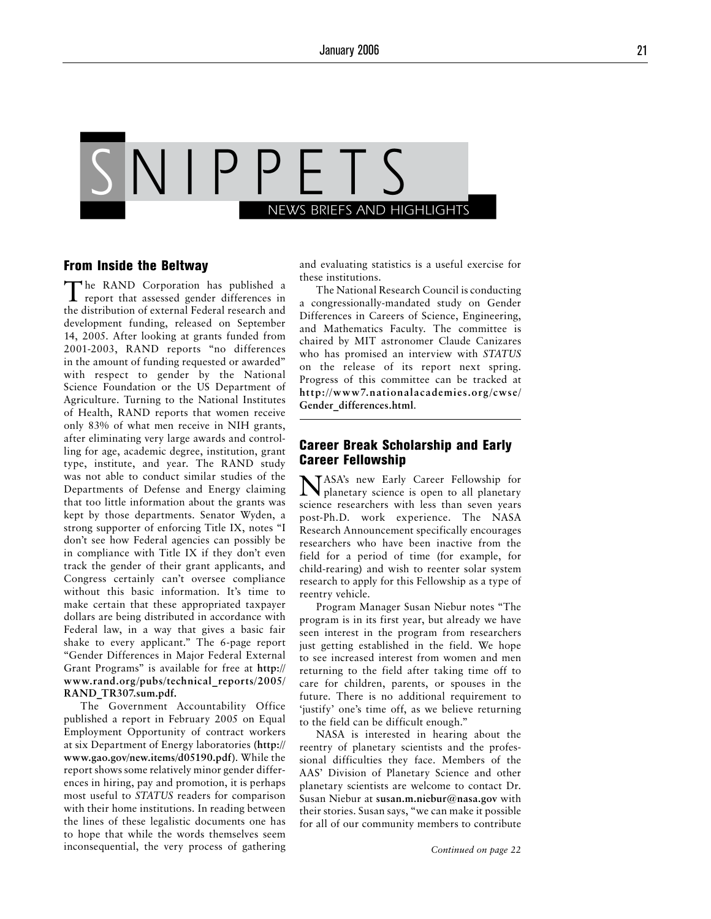# SNIPPETS

NEWS BRIEFS AND HIGHLIGHTS

## From Inside the Beltway

The RAND Corporation has published a report that assessed gender differences in the distribution of external Federal research and development funding, released on September 14, 2005. After looking at grants funded from 2001-2003, RAND reports "no differences in the amount of funding requested or awarded" with respect to gender by the National Science Foundation or the US Department of Agriculture. Turning to the National Institutes of Health, RAND reports that women receive only 83% of what men receive in NIH grants, after eliminating very large awards and controlling for age, academic degree, institution, grant type, institute, and year. The RAND study was not able to conduct similar studies of the Departments of Defense and Energy claiming that too little information about the grants was kept by those departments. Senator Wyden, a strong supporter of enforcing Title IX, notes "I don't see how Federal agencies can possibly be in compliance with Title IX if they don't even track the gender of their grant applicants, and Congress certainly can't oversee compliance without this basic information. It's time to make certain that these appropriated taxpayer dollars are being distributed in accordance with Federal law, in a way that gives a basic fair shake to every applicant." The 6-page report "Gender Differences in Major Federal External Grant Programs" is available for free at **http://www.rand.org/pubs/technical_reports/2005/RAND_TR307.sum.pdf.**

The Government Accountability Office published a report in February 2005 on Equal Employment Opportunity of contract workers at six Department of Energy laboratories (**http://www.gao.gov/new.items/d05190.pdf**). While the report shows some relatively minor gender differences in hiring, pay and promotion, it is perhaps most useful to *STATUS* readers for comparison with their home institutions. In reading between the lines of these legalistic documents one has to hope that while the words themselves seem inconsequential, the very process of gathering and evaluating statistics is a useful exercise for these institutions.

The National Research Council is conducting a congressionally-mandated study on Gender Differences in Careers of Science, Engineering, and Mathematics Faculty. The committee is chaired by MIT astronomer Claude Canizares who has promised an interview with *STATUS* on the release of its report next spring. Progress of this committee can be tracked at **http://www7.nationalacademies.org/cwse/Gender_differences.html**.

## Career Break Scholarship and Early Career Fellowship

NASA's new Early Career Fellowship for planetary science is open to all planetary science researchers with less than seven years post-Ph.D. work experience. The NASA Research Announcement specifically encourages researchers who have been inactive from the field for a period of time (for example, for child-rearing) and wish to reenter solar system research to apply for this Fellowship as a type of reentry vehicle.

Program Manager Susan Niebur notes "The program is in its first year, but already we have seen interest in the program from researchers just getting established in the field. We hope to see increased interest from women and men returning to the field after taking time off to care for children, parents, or spouses in the future. There is no additional requirement to 'justify' one's time off, as we believe returning to the field can be difficult enough."

NASA is interested in hearing about the reentry of planetary scientists and the professional difficulties they face. Members of the AAS' Division of Planetary Science and other planetary scientists are welcome to contact Dr. Susan Niebur at **susan.m.niebur@nasa.gov** with their stories. Susan says, "we can make it possible for all of our community members to contribute

*Continued on page 22*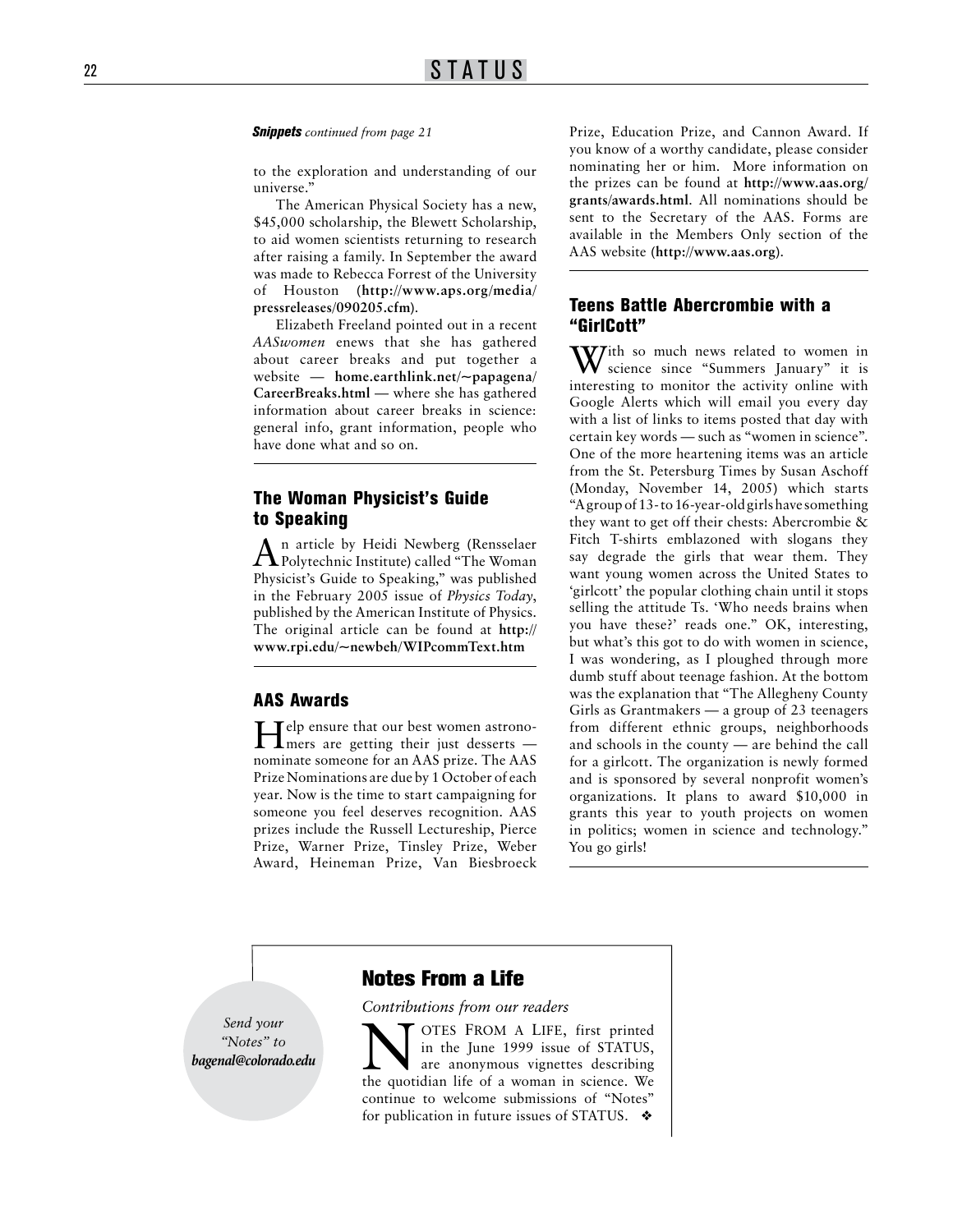***Snippets*** *continued from page 21*

to the exploration and understanding of our universe."

The American Physical Society has a new, $45,000 scholarship, the Blewett Scholarship, to aid women scientists returning to research after raising a family. In September the award was made to Rebecca Forrest of the University of Houston (**http://www.aps.org/media/pressreleases/090205.cfm**).

Elizabeth Freeland pointed out in a recent *AASwomen* enews that she has gathered about career breaks and put together a website — **home.earthlink.net/~papagena/CareerBreaks.html** — where she has gathered information about career breaks in science: general info, grant information, people who have done what and so on.

## The Woman Physicist's Guide to Speaking

An article by Heidi Newberg (Rensselaer Polytechnic Institute) called "The Woman Physicist's Guide to Speaking," was published in the February 2005 issue of *Physics Today*, published by the American Institute of Physics. The original article can be found at **http://www.rpi.edu/~newbeh/WIPcommText.htm**

## AAS Awards

Help ensure that our best women astronomers are getting their just desserts — nominate someone for an AAS prize. The AAS Prize Nominations are due by 1 October of each year. Now is the time to start campaigning for someone you feel deserves recognition. AAS prizes include the Russell Lectureship, Pierce Prize, Warner Prize, Tinsley Prize, Weber Award, Heineman Prize, Van Biesbroeck Prize, Education Prize, and Cannon Award. If you know of a worthy candidate, please consider nominating her or him. More information on the prizes can be found at **http://www.aas.org/grants/awards.html**. All nominations should be sent to the Secretary of the AAS. Forms are available in the Members Only section of the AAS website (**http://www.aas.org**).

## Teens Battle Abercrombie with a "GirlCott"

With so much news related to women in science since "Summers January" it is interesting to monitor the activity online with Google Alerts which will email you every day with a list of links to items posted that day with certain key words — such as "women in science". One of the more heartening items was an article from the St. Petersburg Times by Susan Aschoff (Monday, November 14, 2005) which starts "A group of 13- to 16-year-old girls have something they want to get off their chests: Abercrombie & Fitch T-shirts emblazoned with slogans they say degrade the girls that wear them. They want young women across the United States to 'girlcott' the popular clothing chain until it stops selling the attitude Ts. 'Who needs brains when you have these?' reads one." OK, interesting, but what's this got to do with women in science, I was wondering, as I ploughed through more dumb stuff about teenage fashion. At the bottom was the explanation that "The Allegheny County Girls as Grantmakers — a group of 23 teenagers from different ethnic groups, neighborhoods and schools in the county — are behind the call for a girlcott. The organization is newly formed and is sponsored by several nonprofit women's organizations. It plans to award $10,000 in grants this year to youth projects on women in politics; women in science and technology." You go girls!

## Notes From a Life

*Contributions from our readers*

*Send your "Notes" to* ***bagenal@colorado.edu***

NOTES FROM A LIFE, first printed in the June 1999 issue of STATUS, are anonymous vignettes describing the quotidian life of a woman in science. We continue to welcome submissions of "Notes" for publication in future issues of STATUS. ❖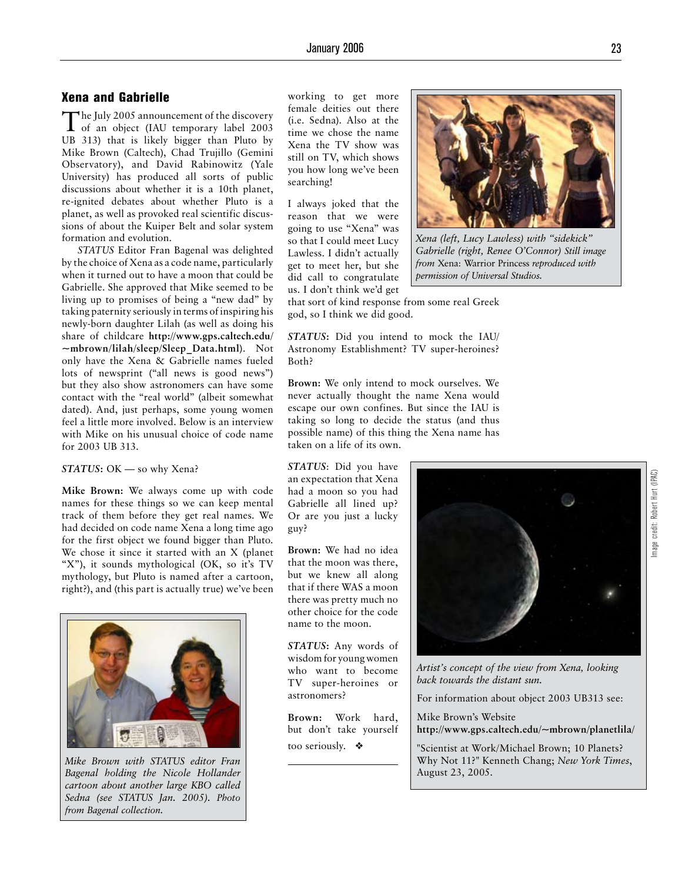## Xena and Gabrielle

The July 2005 announcement of the discovery of an object (IAU temporary label 2003 UB 313) that is likely bigger than Pluto by Mike Brown (Caltech), Chad Trujillo (Gemini Observatory), and David Rabinowitz (Yale University) has produced all sorts of public discussions about whether it is a 10th planet, re-ignited debates about whether Pluto is a planet, as well as provoked real scientific discussions of about the Kuiper Belt and solar system formation and evolution.

*STATUS* Editor Fran Bagenal was delighted by the choice of Xena as a code name, particularly when it turned out to have a moon that could be Gabrielle. She approved that Mike seemed to be living up to promises of being a "new dad" by taking paternity seriously in terms of inspiring his newly-born daughter Lilah (as well as doing his share of childcare **http://www.gps.caltech.edu/~mbrown/lilah/sleep/Sleep_Data.html**). Not only have the Xena & Gabrielle names fueled lots of newsprint ("all news is good news") but they also show astronomers can have some contact with the "real world" (albeit somewhat dated). And, just perhaps, some young women feel a little more involved. Below is an interview with Mike on his unusual choice of code name for 2003 UB 313.

***STATUS*: OK — so why Xena?**

**Mike Brown:** We always come up with code names for these things so we can keep mental track of them before they get real names. We had decided on code name Xena a long time ago for the first object we found bigger than Pluto. We chose it since it started with an X (planet "X"), it sounds mythological (OK, so it's TV mythology, but Pluto is named after a cartoon, right?), and (this part is actually true) we've been working to get more female deities out there (i.e. Sedna). Also at the time we chose the name Xena the TV show was still on TV, which shows you how long we've been searching!

I always joked that the reason that we were going to use "Xena" was so that I could meet Lucy Lawless. I didn't actually get to meet her, but she did call to congratulate us. I don't think we'd get that sort of kind response from some real Greek god, so I think we did good.

*Xena (left, Lucy Lawless) with "sidekick" Gabrielle (right, Renee O'Connor) Still image from* Xena: Warrior Princess *reproduced with permission of Universal Studios.*

***STATUS*: Did you intend to mock the IAU/ Astronomy Establishment? TV super-heroines? Both?**

**Brown:** We only intend to mock ourselves. We never actually thought the name Xena would escape our own confines. But since the IAU is taking so long to decide the status (and thus possible name) of this thing the Xena name has taken on a life of its own.

***STATUS*: Did you have an expectation that Xena had a moon so you had Gabrielle all lined up? Or are you just a lucky guy?**

**Brown:** We had no idea that the moon was there, but we knew all along that if there WAS a moon there was pretty much no other choice for the code name to the moon.

***STATUS*: Any words of wisdom for young women who want to become TV super-heroines or astronomers?**

**Brown:** Work hard, but don't take yourself too seriously. ❖

*Mike Brown with STATUS editor Fran Bagenal holding the Nicole Hollander cartoon about another large KBO called Sedna (see STATUS Jan. 2005). Photo from Bagenal collection.*

*Artist's concept of the view from Xena, looking back towards the distant sun.*

Image credit: Robert Hurt (IPAC)

For information about object 2003 UB313 see:

Mike Brown's Website
**http://www.gps.caltech.edu/~mbrown/planetlila/**

"Scientist at Work/Michael Brown; 10 Planets? Why Not 11?" Kenneth Chang; *New York Times*, August 23, 2005.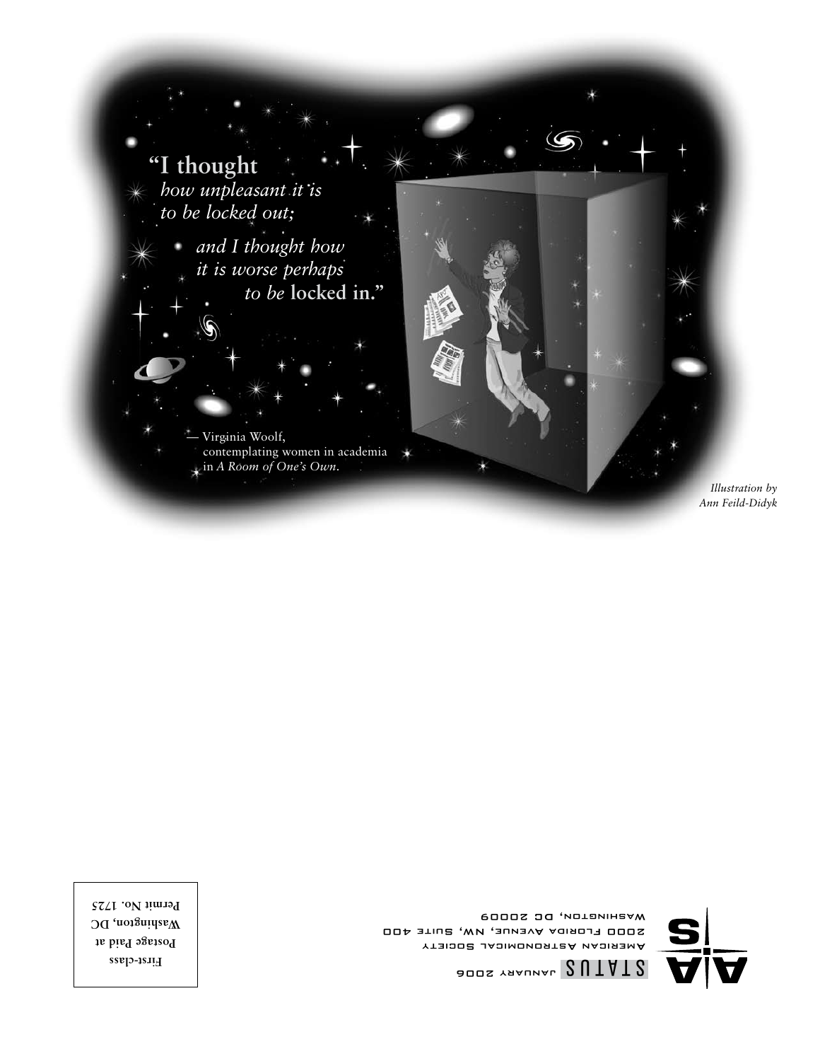"**I thought** *how unpleasant it is to be locked out;*

*and I thought how it is worse perhaps to be* **locked in.**"

— Virginia Woolf, contemplating women in academia in *A Room of One's Own*.

*Illustration by Ann Feild-Didyk*

STATUS January 2006

American Astronomical Society
2000 Florida Avenue, NW, Suite 400
Washington, DC 20009

First-class
Postage Paid at
Washington, DC
Permit No. 1725